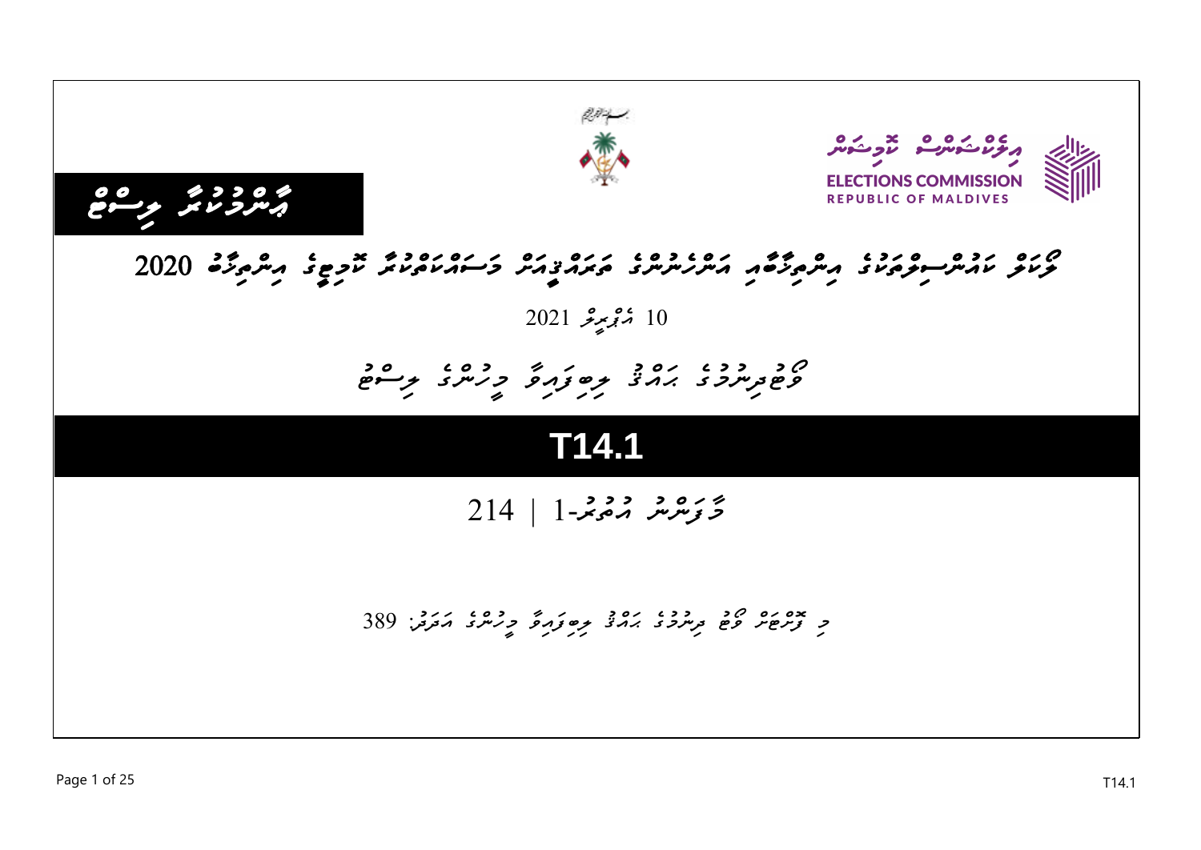ބިސްމިލްލާހިރަޙްމާނިރަޙީމް

އިލެކްޝަންސް ކޮމިޝަން

ELECTIONS COMMISSION
REPUBLIC OF MALDIVES

އާންމުކުރާ ލިސްޓު

# ލޯކަލް ކައުންސިލްތަކުގެ އިންތިޚާބާއި އަންހެނުންގެ ތަރައްޤީއަށް މަސައްކަތްކުރާ ކޮމިޓީގެ އިންތިޚާބު 2020

10 އެޕްރީލް 2021

## ވޯޓުދިނުމުގެ ހައްޤު ލިބިފައިވާ މީހުންގެ ލިސްޓު

# T14.1

## މާފަންނު އުތުރު-1 | 214

މި ޒޯންގައި ވޯޓު ދިނުމުގެ ހައްޤު ލިބިފައިވާ މީހުންގެ އަދަދު: 389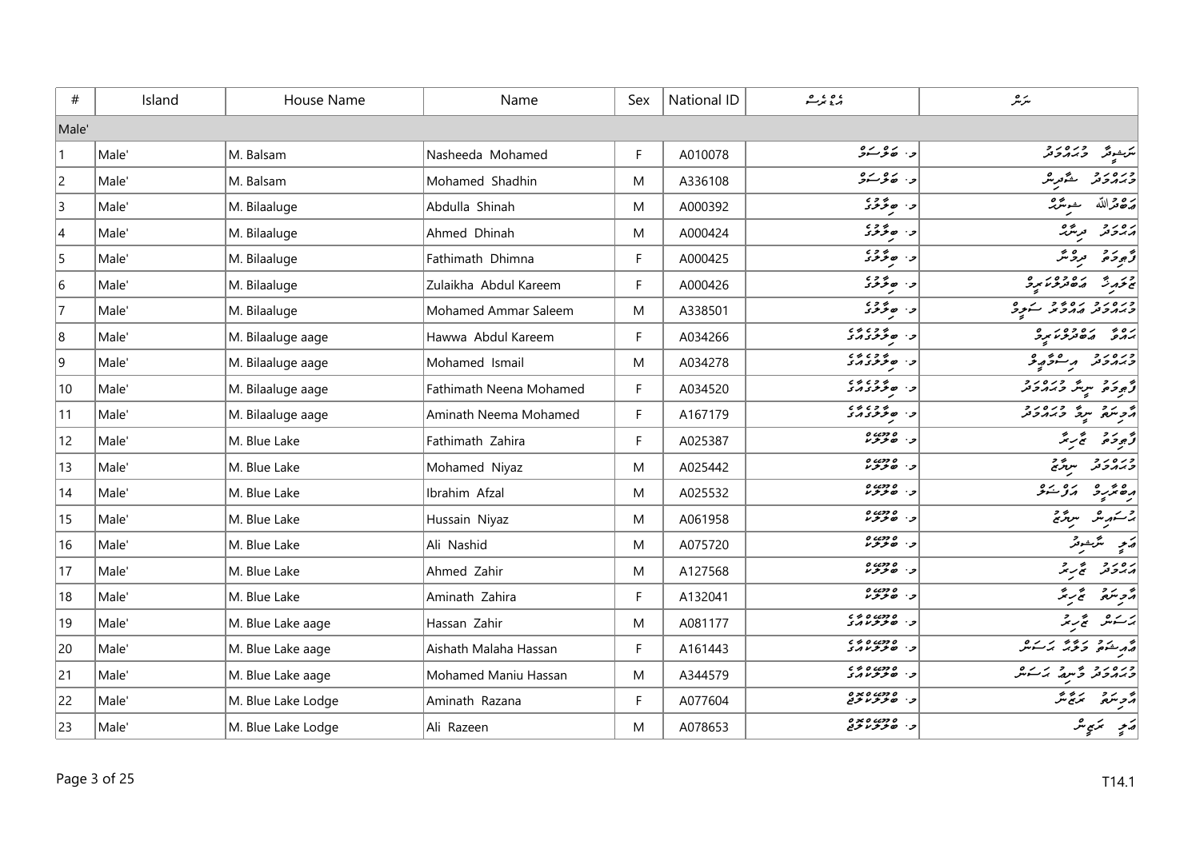| # | Island | House Name | Name | Sex | National ID | ދެއްގެ ނަން | ނަން |
|---|---|---|---|---|---|---|---|
| Male' | | | | | | | |
| 1 | Male' | M. Balsam | Nasheeda Mohamed | F | A010078 | މ. ބަލްސަމް | ނަޝީދާ މުހައްމަދު |
| 2 | Male' | M. Balsam | Mohamed Shadhin | M | A336108 | މ. ބަލްސަމް | މުހައްމަދު ޝާދިން |
| 3 | Male' | M. Bilaaluge | Abdulla Shinah | M | A000392 | މ. ބިލާލުގެ | އަބްދުﷲ ޝިނާހް |
| 4 | Male' | M. Bilaaluge | Ahmed Dhinah | M | A000424 | މ. ބިލާލުގެ | އަޙްމަދު ދިނާހް |
| 5 | Male' | M. Bilaaluge | Fathimath Dhimna | F | A000425 | މ. ބިލާލުގެ | ފާތިމަތު ދިމްނާ |
| 6 | Male' | M. Bilaaluge | Zulaikha Abdul Kareem | F | A000426 | މ. ބިލާލުގެ | ޒުލައިހާ އަބްދުލްކަރީމް |
| 7 | Male' | M. Bilaaluge | Mohamed Ammar Saleem | M | A338501 | މ. ބިލާލުގެ | މުހައްމަދު އައްމާރު ސަލީމް |
| 8 | Male' | M. Bilaaluge aage | Hawwa Abdul Kareem | F | A034266 | މ. ބިލާލުގެއާގެ | ހައްވާ އަބްދުލްކަރީމް |
| 9 | Male' | M. Bilaaluge aage | Mohamed Ismail | M | A034278 | މ. ބިލާލުގެއާގެ | މުހައްމަދު އިސްމާޢީލް |
| 10 | Male' | M. Bilaaluge aage | Fathimath Neena Mohamed | F | A034520 | މ. ބިލާލުގެއާގެ | ފާތިމަތު ނީނާ މުހައްމަދު |
| 11 | Male' | M. Bilaaluge aage | Aminath Neema Mohamed | F | A167179 | މ. ބިލާލުގެއާގެ | އާމިނަތު ނީމާ މުހައްމަދު |
| 12 | Male' | M. Blue Lake | Fathimath Zahira | F | A025387 | މ. ބްލޫލޭކް | ފާތިމަތު ޒާހިރާ |
| 13 | Male' | M. Blue Lake | Mohamed Niyaz | M | A025442 | މ. ބްލޫލޭކް | މުހައްމަދު ނިޔާޒް |
| 14 | Male' | M. Blue Lake | Ibrahim Afzal | M | A025532 | މ. ބްލޫލޭކް | އިބްރާހީމް އަފްޒަލް |
| 15 | Male' | M. Blue Lake | Hussain Niyaz | M | A061958 | މ. ބްލޫލޭކް | ހުސައިން ނިޔާޒް |
| 16 | Male' | M. Blue Lake | Ali Nashid | M | A075720 | މ. ބްލޫލޭކް | އަލި ނާޝިދު |
| 17 | Male' | M. Blue Lake | Ahmed Zahir | M | A127568 | މ. ބްލޫލޭކް | އަޙްމަދު ޒާހިރު |
| 18 | Male' | M. Blue Lake | Aminath Zahira | F | A132041 | މ. ބްލޫލޭކް | އާމިނަތު ޒާހިރާ |
| 19 | Male' | M. Blue Lake aage | Hassan Zahir | M | A081177 | މ. ބްލޫލޭކްއާގެ | ހަސަން ޒާހިރު |
| 20 | Male' | M. Blue Lake aage | Aishath Malaha Hassan | F | A161443 | މ. ބްލޫލޭކްއާގެ | އާއިޝަތު މަލާހާ ހަސަން |
| 21 | Male' | M. Blue Lake aage | Mohamed Maniu Hassan | M | A344579 | މ. ބްލޫލޭކްއާގެ | މުހައްމަދު މާނިއު ހަސަން |
| 22 | Male' | M. Blue Lake Lodge | Aminath Razana | F | A077604 | މ. ބްލޫލޭކްލޮޖް | އާމިނަތު ރަޒާނާ |
| 23 | Male' | M. Blue Lake Lodge | Ali Razeen | M | A078653 | މ. ބްލޫލޭކްލޮޖް | އަލި ރަޒީން |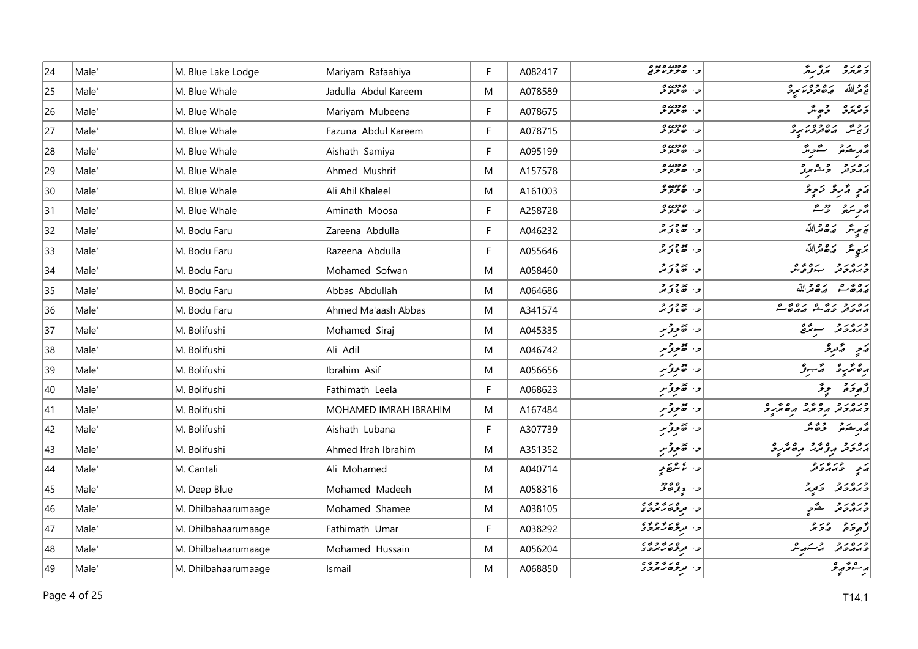| 24 | Male' | M. Blue Lake Lodge | Mariyam Rafaahiya | F | A082417 | މ. ބުލޫލޭކްލޮޖް | މަރިޔަމް ރަފާހިޔާ |
|---|---|---|---|---|---|---|---|
| 25 | Male' | M. Blue Whale | Jadulla Abdul Kareem | M | A078589 | މ. ބްލޫވޭލް | ޖަދުﷲ އަބްދުލްކަރީމް |
| 26 | Male' | M. Blue Whale | Mariyam Mubeena | F | A078675 | މ. ބްލޫވޭލް | މަރިޔަމް މުބީނާ |
| 27 | Male' | M. Blue Whale | Fazuna Abdul Kareem | F | A078715 | މ. ބްލޫވޭލް | ފަޒުނާ އަބްދުލްކަރީމް |
| 28 | Male' | M. Blue Whale | Aishath Samiya | F | A095199 | މ. ބްލޫވޭލް | އާއިޝަތު ސާމިޔާ |
| 29 | Male' | M. Blue Whale | Ahmed Mushrif | M | A157578 | މ. ބްލޫވޭލް | އަހްމަދު މުޝްރިފު |
| 30 | Male' | M. Blue Whale | Ali Ahil Khaleel | M | A161003 | މ. ބްލޫވޭލް | އަލި އާހިލް ޚަލީލް |
| 31 | Male' | M. Blue Whale | Aminath Moosa | F | A258728 | މ. ބްލޫވޭލް | އާމިނަތު މޫސާ |
| 32 | Male' | M. Bodu Faru | Zareena Abdulla | F | A046232 | މ. ބޮޑުފަރު | ޒަރީނާ އަބްދުﷲ |
| 33 | Male' | M. Bodu Faru | Razeena Abdulla | F | A055646 | މ. ބޮޑުފަރު | ރަޒީނާ އަބްދުﷲ |
| 34 | Male' | M. Bodu Faru | Mohamed Sofwan | M | A058460 | މ. ބޮޑުފަރު | މުޙައްމަދު ސޯފްވާން |
| 35 | Male' | M. Bodu Faru | Abbas Abdullah | M | A064686 | މ. ބޮޑުފަރު | އައްބާސް އަބްދުﷲ |
| 36 | Male' | M. Bodu Faru | Ahmed Ma'aash Abbas | M | A341574 | މ. ބޮޑުފަރު | އަހްމަދު މައާޝް އައްބާސް |
| 37 | Male' | M. Bolifushi | Mohamed Siraj | M | A045335 | މ. ބޮލިފުށި | މުޙައްމަދު ސިރާޖް |
| 38 | Male' | M. Bolifushi | Ali Adil | M | A046742 | މ. ބޮލިފުށި | އަލި އާދިލް |
| 39 | Male' | M. Bolifushi | Ibrahim Asif | M | A056656 | މ. ބޮލިފުށި | އިބްރާހީމް އާސިފް |
| 40 | Male' | M. Bolifushi | Fathimath Leela | F | A068623 | މ. ބޮލިފުށި | ފާތިމަތު ލީލާ |
| 41 | Male' | M. Bolifushi | MOHAMED IMRAH IBRAHIM | M | A167484 | މ. ބޮލިފުށި | މުޙައްމަދު އިމްރާހް އިބްރާހީމް |
| 42 | Male' | M. Bolifushi | Aishath Lubana | F | A307739 | މ. ބޮލިފުށި | އާއިޝަތު ލުބާނާ |
| 43 | Male' | M. Bolifushi | Ahmed Ifrah Ibrahim | M | A351352 | މ. ބޮލިފުށި | އަހްމަދު އިފްރާހް އިބްރާހީމް |
| 44 | Male' | M. Cantali | Ali Mohamed | M | A040714 | މ. ކެންޓަލި | އަލި މުޙައްމަދު |
| 45 | Male' | M. Deep Blue | Mohamed Madeeh | M | A058316 | މ. ޑީޕްބްލޫ | މުޙައްމަދު މަދީހު |
| 46 | Male' | M. Dhilbahaarumaage | Mohamed Shamee | M | A038105 | މ. ދިލްބަހާރުމާގެ | މުޙައްމަދު ޝާމީ |
| 47 | Male' | M. Dhilbahaarumaage | Fathimath Umar | F | A038292 | މ. ދިލްބަހާރުމާގެ | ފާތިމަތު އުމަރު |
| 48 | Male' | M. Dhilbahaarumaage | Mohamed Hussain | M | A056204 | މ. ދިލްބަހާރުމާގެ | މުޙައްމަދު ހުސައިން |
| 49 | Male' | M. Dhilbahaarumaage | Ismail | M | A068850 | މ. ދިލްބަހާރުމާގެ | އިސްމާއީލް |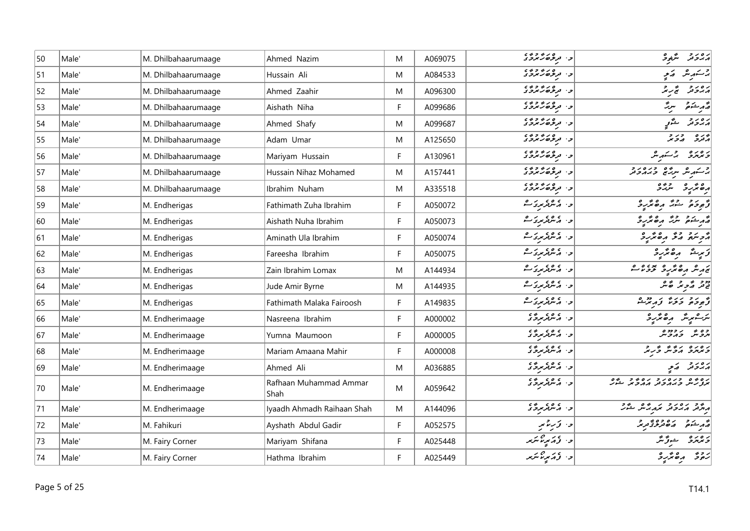| 50 | Male' | M. Dhilbahaarumaage | Ahmed Nazim | M | A069075 | މ. ދިލްބަހާރުމާގެ | އަހުމަދު ނާޒިމް |
|---|---|---|---|---|---|---|---|
| 51 | Male' | M. Dhilbahaarumaage | Hussain Ali | M | A084533 | މ. ދިލްބަހާރުމާގެ | ހުސައިން އަލި |
| 52 | Male' | M. Dhilbahaarumaage | Ahmed Zaahir | M | A096300 | މ. ދިލްބަހާރުމާގެ | އަހުމަދު ޒާހިރު |
| 53 | Male' | M. Dhilbahaarumaage | Aishath Niha | F | A099686 | މ. ދިލްބަހާރުމާގެ | އައިޝަތު ނިހާ |
| 54 | Male' | M. Dhilbahaarumaage | Ahmed Shafy | M | A099687 | މ. ދިލްބަހާރުމާގެ | އަހުމަދު ޝާފީ |
| 55 | Male' | M. Dhilbahaarumaage | Adam Umar | M | A125650 | މ. ދިލްބަހާރުމާގެ | އާދަމް އުމަރު |
| 56 | Male' | M. Dhilbahaarumaage | Mariyam Hussain | F | A130961 | މ. ދިލްބަހާރުމާގެ | މަރިޔަމް ހުސައިން |
| 57 | Male' | M. Dhilbahaarumaage | Hussain Nihaz Mohamed | M | A157441 | މ. ދިލްބަހާރުމާގެ | ހުސައިން ނިހާޒް މުހައްމަދު |
| 58 | Male' | M. Dhilbahaarumaage | Ibrahim Nuham | M | A335518 | މ. ދިލްބަހާރުމާގެ | އިބްރާހީމް ނުހާމް |
| 59 | Male' | M. Endherigas | Fathimath Zuha Ibrahim | F | A050072 | މ. އެންދެރިގަސް | ފާތިމަތު ޒުހާ އިބްރާހީމް |
| 60 | Male' | M. Endherigas | Aishath Nuha Ibrahim | F | A050073 | މ. އެންދެރިގަސް | އައިޝަތު ނުހާ އިބްރާހީމް |
| 61 | Male' | M. Endherigas | Aminath Ula Ibrahim | F | A050074 | މ. އެންދެރިގަސް | އާމިނަތު އުލާ އިބްރާހީމް |
| 62 | Male' | M. Endherigas | Fareesha Ibrahim | F | A050075 | މ. އެންދެރިގަސް | ފަރީޝާ އިބްރާހީމް |
| 63 | Male' | M. Endherigas | Zain Ibrahim Lomax | M | A144934 | މ. އެންދެރިގަސް | ޒައިން އިބްރާހީމް ލޯމެކްސް |
| 64 | Male' | M. Endherigas | Jude Amir Byrne | M | A144935 | މ. އެންދެރިގަސް | ޖޫޑް އާމިރު ބާން |
| 65 | Male' | M. Endherigas | Fathimath Malaka Fairoosh | F | A149835 | މ. އެންދެރިގަސް | ފާތިމަތު މަލަކާ ފައިރޫޝް |
| 66 | Male' | M. Endherimaage | Nasreena Ibrahim | F | A000002 | މ. އެންދެރިމާގެ | ނަސްރީނާ އިބްރާހީމް |
| 67 | Male' | M. Endherimaage | Yumna Maumoon | F | A000005 | މ. އެންދެރިމާގެ | ޔުމްނާ މައުމޫން |
| 68 | Male' | M. Endherimaage | Mariam Amaana Mahir | F | A000008 | މ. އެންދެރިމާގެ | މަރިއަމް އަމާނާ މާހިރު |
| 69 | Male' | M. Endherimaage | Ahmed Ali | M | A036885 | މ. އެންދެރިމާގެ | އަހުމަދު އަލި |
| 70 | Male' | M. Endherimaage | Rafhaan Muhammad Ammar Shah | M | A059642 | މ. އެންދެރިމާގެ | ރަފްހާން މުހައްމަދު އައްމާރު ޝާހް |
| 71 | Male' | M. Endherimaage | Iyaadh Ahmadh Raihaan Shah | M | A144096 | މ. އެންދެރިމާގެ | އިޔާދު އަހުމަދު ރައިހާން ޝާހް |
| 72 | Male' | M. Fahikuri | Ayshath Abdul Gadir | F | A052575 | މ. ފަހިކުރި | އައިޝަތު އަބްދުލްޤާދިރު |
| 73 | Male' | M. Fairy Corner | Mariyam Shifana | F | A025448 | މ. ފެއަރީކޯނަރ | މަރިޔަމް ޝިފާނާ |
| 74 | Male' | M. Fairy Corner | Hathma Ibrahim | F | A025449 | މ. ފެއަރީކޯނަރ | ހަތުމާ އިބްރާހީމް |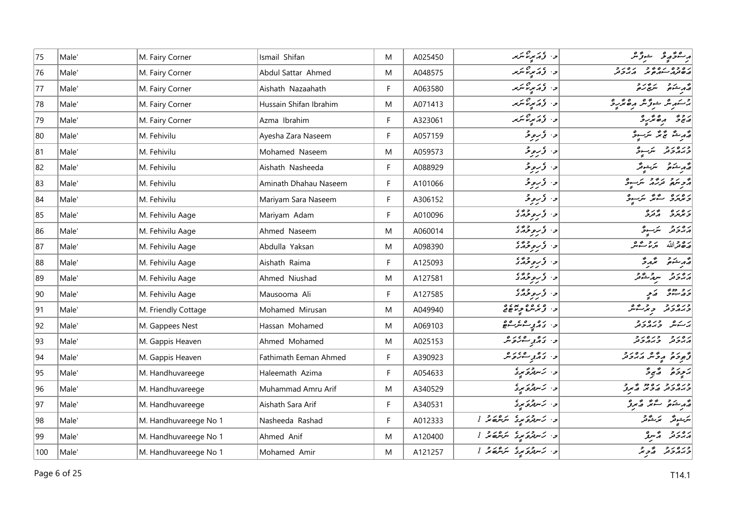| 75 | Male' | M. Fairy Corner | Ismail Shifan | M | A025450 | މ. ފެއަރީކޯނަރ | އިސްމާޢީލް ޝިފާން |
|---|---|---|---|---|---|---|---|
| 76 | Male' | M. Fairy Corner | Abdul Sattar Ahmed | M | A048575 | މ. ފެއަރީކޯނަރ | އަބްދުލްސައްތާރ އަޙްމަދު |
| 77 | Male' | M. Fairy Corner | Aishath Nazaahath | F | A063580 | މ. ފެއަރީކޯނަރ | އާއިޝަތު ނަޒާހަތު |
| 78 | Male' | M. Fairy Corner | Hussain Shifan Ibrahim | M | A071413 | މ. ފެއަރީކޯނަރ | ޙުސައިން ޝިފާން އިބްރާހީމް |
| 79 | Male' | M. Fairy Corner | Azma Ibrahim | F | A323061 | މ. ފެއަރީކޯނަރ | އަޒްމާ އިބްރާހީމް |
| 80 | Male' | M. Fehivilu | Ayesha Zara Naseem | F | A057159 | މ. ފެހިވިލު | އާއިޝާ ޒާރާ ނަސީމް |
| 81 | Male' | M. Fehivilu | Mohamed Naseem | M | A059573 | މ. ފެހިވިލު | މުޙައްމަދު ނަސީމް |
| 82 | Male' | M. Fehivilu | Aishath Nasheeda | F | A088929 | މ. ފެހިވިލު | އާއިޝަތު ނަޝީދާ |
| 83 | Male' | M. Fehivilu | Aminath Dhahau Naseem | F | A101066 | މ. ފެހިވިލު | އާމިނަތު ދަހައު ނަސީމް |
| 84 | Male' | M. Fehivilu | Mariyam Sara Naseem | F | A306152 | މ. ފެހިވިލު | މަރިޔަމް ސާރާ ނަސީމް |
| 85 | Male' | M. Fehivilu Aage | Mariyam Adam | F | A010096 | މ. ފެހިވިލުއާގެ | މަރިޔަމް އާދަމް |
| 86 | Male' | M. Fehivilu Aage | Ahmed Naseem | M | A060014 | މ. ފެހިވިލުއާގެ | އަޙްމަދު ނަސީމް |
| 87 | Male' | M. Fehivilu Aage | Abdulla Yaksan | M | A098390 | މ. ފެހިވިލުއާގެ | އަބްދުﷲ ޔަކްސާން |
| 88 | Male' | M. Fehivilu Aage | Aishath Raima | F | A125093 | މ. ފެހިވިލުއާގެ | އާއިޝަތު ރައިމާ |
| 89 | Male' | M. Fehivilu Aage | Ahmed Niushad | M | A127581 | މ. ފެހިވިލުއާގެ | އަޙްމަދު ނިއުޝާދު |
| 90 | Male' | M. Fehivilu Aage | Mausooma Ali | F | A127585 | މ. ފެހިވިލުއާގެ | މައުސޫމާ ޢަލީ |
| 91 | Male' | M. Friendly Cottage | Mohamed Mirusan | M | A049940 | މ. ފްރެންޑްލީކޮޓޭޖް | މުޙައްމަދު މިރުސާން |
| 92 | Male' | M. Gappees Nest | Hassan Mohamed | M | A069103 | މ. ގައްޕީސްނެސްޓް | ޙަސަން މުޙައްމަދު |
| 93 | Male' | M. Gappis Heaven | Ahmed Mohamed | M | A025153 | މ. ގައްޕިސްހެވަން | އަޙްމަދު މުޙައްމަދު |
| 94 | Male' | M. Gappis Heaven | Fathimath Eeman Ahmed | F | A390923 | މ. ގައްޕިސްހެވަން | ފާތިމަތު އީމާން އަޙްމަދު |
| 95 | Male' | M. Handhuvareege | Haleemath Azima | F | A054633 | މ.ހަނދުވަރީގެ | ހަލީމަތު އާޒިމާ |
| 96 | Male' | M. Handhuvareege | Muhammad Amru Arif | M | A340529 | މ. ހަނދުވަރީގެ | މުޙައްމަދު އަމްރޫ އާރިފް |
| 97 | Male' | M. Handhuvareege | Aishath Sara Arif | F | A340531 | މ. ހަނދުވަރީގެ | އާއިޝަތު ސާރާ އާރިފް |
| 98 | Male' | M. Handhuvareege No 1 | Nasheeda Rashad | F | A012333 | މ. ހަނދުވަރީގެ ނަންބަރު 1 | ނަޝީދާ ރަޝާދު |
| 99 | Male' | M. Handhuvareege No 1 | Ahmed Anif | M | A120400 | މ. ހަނދުވަރީގެ ނަންބަރު 1 | އަޙްމަދު އާނިފް |
| 100 | Male' | M. Handhuvareege No 1 | Mohamed Amir | M | A121257 | މ. ހަނދުވަރީގެ ނަންބަރު 1 | މުޙައްމަދު އާމިރު |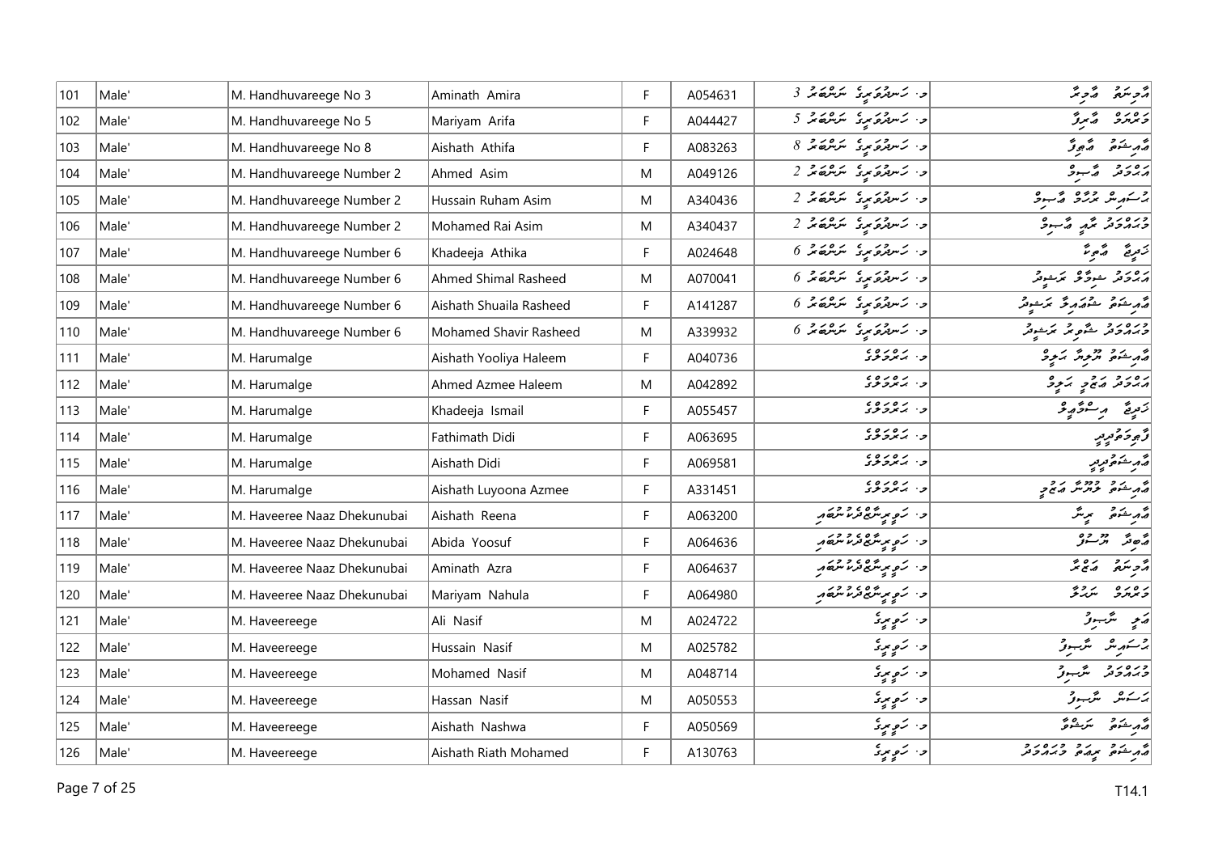| 101 | Male' | M. Handhuvareege No 3 | Aminath Amira | F | A054631 | މ. ހަނދުވަރީގެ ނަންބަރު 3 | އާމިނަތު އާމިރާ |
|---|---|---|---|---|---|---|---|
| 102 | Male' | M. Handhuvareege No 5 | Mariyam Arifa | F | A044427 | މ. ހަނދުވަރީގެ ނަންބަރު 5 | މަރިޔަމް އާރިފާ |
| 103 | Male' | M. Handhuvareege No 8 | Aishath Athifa | F | A083263 | މ. ހަނދުވަރީގެ ނަންބަރު 8 | އާއިޝަތު އާތިފާ |
| 104 | Male' | M. Handhuvareege Number 2 | Ahmed Asim | M | A049126 | މ. ހަނދުވަރީގެ ނަންބަރު 2 | އަޙްމަދު އާސިމް |
| 105 | Male' | M. Handhuvareege Number 2 | Hussain Ruham Asim | M | A340436 | މ. ހަނދުވަރީގެ ނަންބަރު 2 | ހުސައިން ރުހާމް އާސިމް |
| 106 | Male' | M. Handhuvareege Number 2 | Mohamed Rai Asim | M | A340437 | މ. ހަނދުވަރީގެ ނަންބަރު 2 | މުޙައްމަދު ރާއި އާސިމް |
| 107 | Male' | M. Handhuvareege Number 6 | Khadeeja Athika | F | A024648 | މ. ހަނދުވަރީގެ ނަންބަރު 6 | ޚަދީޖާ އާތިކާ |
| 108 | Male' | M. Handhuvareege Number 6 | Ahmed Shimal Rasheed | M | A070041 | މ. ހަނދުވަރީގެ ނަންބަރު 6 | އަޙްމަދު ޝިމާލް ރަޝީދު |
| 109 | Male' | M. Handhuvareege Number 6 | Aishath Shuaila Rasheed | F | A141287 | މ. ހަނދުވަރީގެ ނަންބަރު 6 | އާއިޝަތު ޝުޢައިލާ ރަޝީދު |
| 110 | Male' | M. Handhuvareege Number 6 | Mohamed Shavir Rasheed | M | A339932 | މ. ހަނދުވަރީގެ ނަންބަރު 6 | މުޙައްމަދު ޝާވިރު ރަޝީދު |
| 111 | Male' | M. Harumalge | Aishath Yooliya Haleem | F | A040736 | މ. ހަރުމަލްގެ | އާއިޝަތު ޔޫލިޔާ ހަލީމް |
| 112 | Male' | M. Harumalge | Ahmed Azmee Haleem | M | A042892 | މ. ހަރުމަލްގެ | އަޙްމަދު އަޒްމީ ހަލީމް |
| 113 | Male' | M. Harumalge | Khadeeja Ismail | F | A055457 | މ. ހަރުމަލްގެ | ޚަދީޖާ އިސްމާޢީލް |
| 114 | Male' | M. Harumalge | Fathimath Didi | F | A063695 | މ. ހަރުމަލްގެ | ފާތިމަތުދީދީ |
| 115 | Male' | M. Harumalge | Aishath Didi | F | A069581 | މ. ހަރުމަލްގެ | އާއިޝަތުދީދީ |
| 116 | Male' | M. Harumalge | Aishath Luyoona Azmee | F | A331451 | މ. ހަރުމަލްގެ | އާއިޝަތު ލުޔޫނާ އަޒްމީ |
| 117 | Male' | M. Haveeree Naaz Dhekunubai | Aishath Reena | F | A063200 | މ. ހަވީރީނާޒް ދެކުނުބައި | އާއިޝަތު ރީނާ |
| 118 | Male' | M. Haveeree Naaz Dhekunubai | Abida Yoosuf | F | A064636 | މ. ހަވީރީނާޒް ދެކުނުބައި | އާބިދާ ޔޫސުފް |
| 119 | Male' | M. Haveeree Naaz Dhekunubai | Aminath Azra | F | A064637 | މ. ހަވީރީނާޒް ދެކުނުބައި | އާމިނަތު އަޒްރާ |
| 120 | Male' | M. Haveeree Naaz Dhekunubai | Mariyam Nahula | F | A064980 | މ. ހަވީރީނާޒް ދެކުނުބައި | މަރިޔަމް ނަހުލާ |
| 121 | Male' | M. Haveereege | Ali Nasif | M | A024722 | މ. ހަވީރީގެ | އަލި ނާސިފު |
| 122 | Male' | M. Haveereege | Hussain Nasif | M | A025782 | މ. ހަވީރީގެ | ހުސައިން ނާސިފު |
| 123 | Male' | M. Haveereege | Mohamed Nasif | M | A048714 | މ. ހަވީރީގެ | މުޙައްމަދު ނާސިފު |
| 124 | Male' | M. Haveereege | Hassan Nasif | M | A050553 | މ. ހަވީރީގެ | ހަސަން ނާސިފު |
| 125 | Male' | M. Haveereege | Aishath Nashwa | F | A050569 | މ. ހަވީރީގެ | އާއިޝަތު ނަޝްވާ |
| 126 | Male' | M. Haveereege | Aishath Riath Mohamed | F | A130763 | މ. ހަވީރީގެ | އާއިޝަތު ރިޔާޢު މުޙައްމަދު |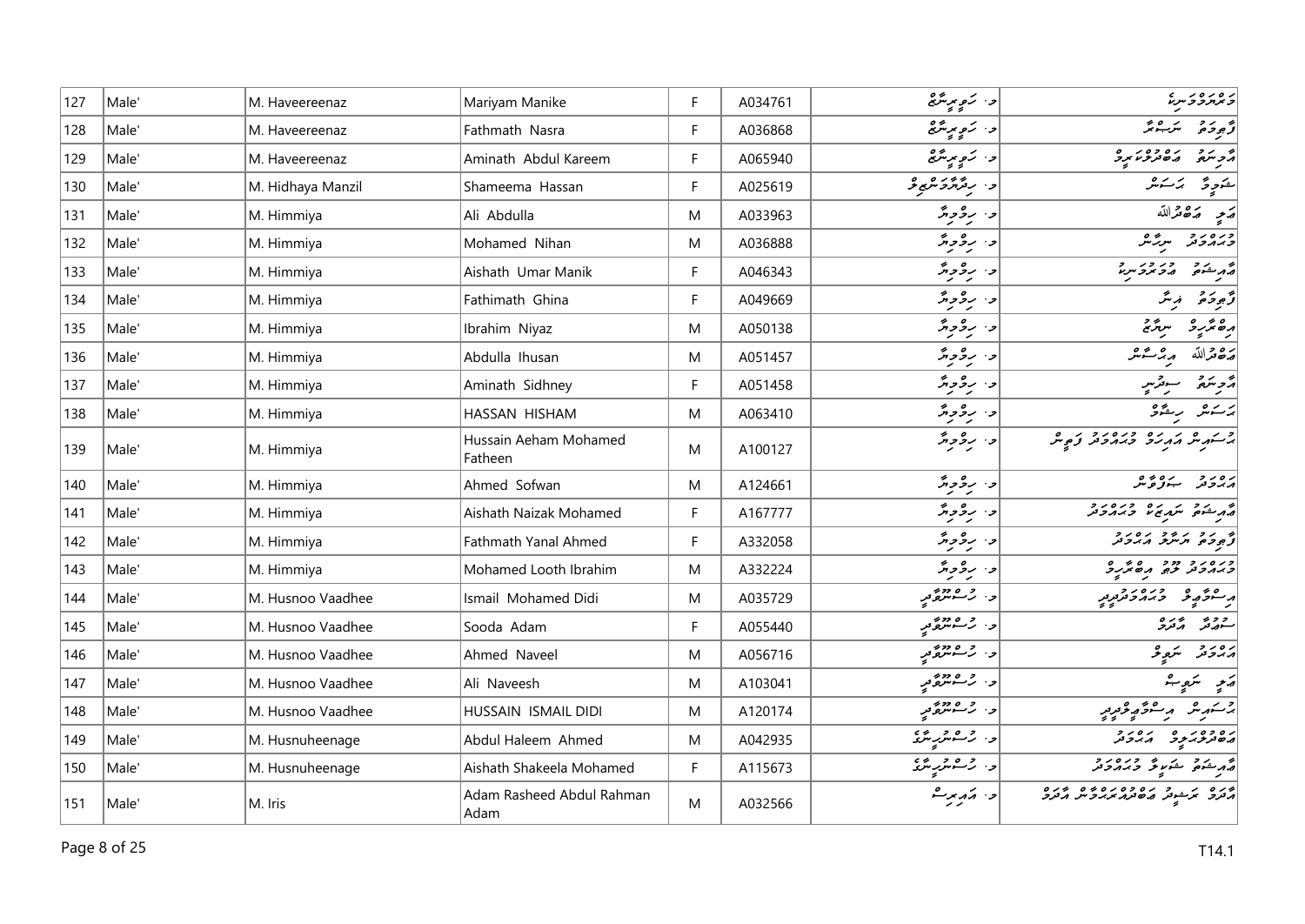| 127 | Male' | M. Haveereenaz | Mariyam Manike | F | A034761 | މ. ހަވީރީނާޒް | މަރިޔަމް މަނިކެ |
|---|---|---|---|---|---|---|---|
| 128 | Male' | M. Haveereenaz | Fathmath Nasra | F | A036868 | މ. ހަވީރީނާޒް | ފާތިމަތު ނަސްރާ |
| 129 | Male' | M. Haveereenaz | Aminath Abdul Kareem | F | A065940 | މ. ހަވީރީނާޒް | އާމިނަތު އަބްދުލްކަރީމް |
| 130 | Male' | M. Hidhaya Manzil | Shameema Hassan | F | A025619 | މ. ހިދާޔާމަންޒިލް | ޝަމީމާ ހަސަން |
| 131 | Male' | M. Himmiya | Ali Abdulla | M | A033963 | މ. ހިމްމިޔާ | އަލި އަބްދުﷲ |
| 132 | Male' | M. Himmiya | Mohamed Nihan | M | A036888 | މ. ހިމްމިޔާ | މުޙައްމަދު ނިހާން |
| 133 | Male' | M. Himmiya | Aishath Umar Manik | F | A046343 | މ. ހިމްމިޔާ | އައިޝަތު އުމަރުމަނިކު |
| 134 | Male' | M. Himmiya | Fathimath Ghina | F | A049669 | މ. ހިމްމިޔާ | ފާތިމަތު ޣިނާ |
| 135 | Male' | M. Himmiya | Ibrahim Niyaz | M | A050138 | މ. ހިމްމިޔާ | އިބްރާހިމް ނިޔާޒް |
| 136 | Male' | M. Himmiya | Abdulla Ihusan | M | A051457 | މ. ހިމްމިޔާ | އަބްދުﷲ އިޙްސާން |
| 137 | Male' | M. Himmiya | Aminath Sidhney | F | A051458 | މ. ހިމްމިޔާ | އާމިނަތު ސިދްނީ |
| 138 | Male' | M. Himmiya | HASSAN HISHAM | M | A063410 | މ. ހިމްމިޔާ | ހަސަން ހިޝާމް |
| 139 | Male' | M. Himmiya | Hussain Aeham Mohamed Fatheen | M | A100127 | މ. ހިމްމިޔާ | ހުސައިން އައިހަމް މުޙައްމަދު ފަތީން |
| 140 | Male' | M. Himmiya | Ahmed Sofwan | M | A124661 | މ. ހިމްމިޔާ | އަޙްމަދު ސަފްވާން |
| 141 | Male' | M. Himmiya | Aishath Naizak Mohamed | F | A167777 | މ. ހިމްމިޔާ | އައިޝަތު ނައިޒަކް މުޙައްމަދު |
| 142 | Male' | M. Himmiya | Fathmath Yanal Ahmed | F | A332058 | މ. ހިމްމިޔާ | ފާތިމަތު ޔަނާލް އަޙްމަދު |
| 143 | Male' | M. Himmiya | Mohamed Looth Ibrahim | M | A332224 | މ. ހިމްމިޔާ | މުޙައްމަދު ލޫތު އިބްރާހިމް |
| 144 | Male' | M. Husnoo Vaadhee | Ismail Mohamed Didi | M | A035729 | މ. ހުސްނޫވާދީ | އިސްމާއީލް މުޙައްމަދުދީދީ |
| 145 | Male' | M. Husnoo Vaadhee | Sooda Adam | F | A055440 | މ. ހުސްނޫވާދީ | ސޫދާ އާދަމް |
| 146 | Male' | M. Husnoo Vaadhee | Ahmed Naveel | M | A056716 | މ. ހުސްނޫވާދީ | އަޙްމަދު ނަވީލް |
| 147 | Male' | M. Husnoo Vaadhee | Ali Naveesh | M | A103041 | މ. ހުސްނޫވާދީ | އަލި ނަވީޝް |
| 148 | Male' | M. Husnoo Vaadhee | HUSSAIN ISMAIL DIDI | M | A120174 | މ. ހުސްނޫވާދީ | ހުސައިން އިސްމާއިލްދީދީ |
| 149 | Male' | M. Husnuheenage | Abdul Haleem Ahmed | M | A042935 | މ. ހުސްނުހީނގެ | އަބްދުލްހަލީމް އަޙްމަދު |
| 150 | Male' | M. Husnuheenage | Aishath Shakeela Mohamed | F | A115673 | މ. ހުސްނުހީނގެ | އައިޝަތު ޝަކީލާ މުޙައްމަދު |
| 151 | Male' | M. Iris | Adam Rasheed Abdul Rahman Adam | M | A032566 | މ. އައިރިސް | އާދަމް ރަޝީދު އަބްދުއްރަޙްމާން އާދަމް |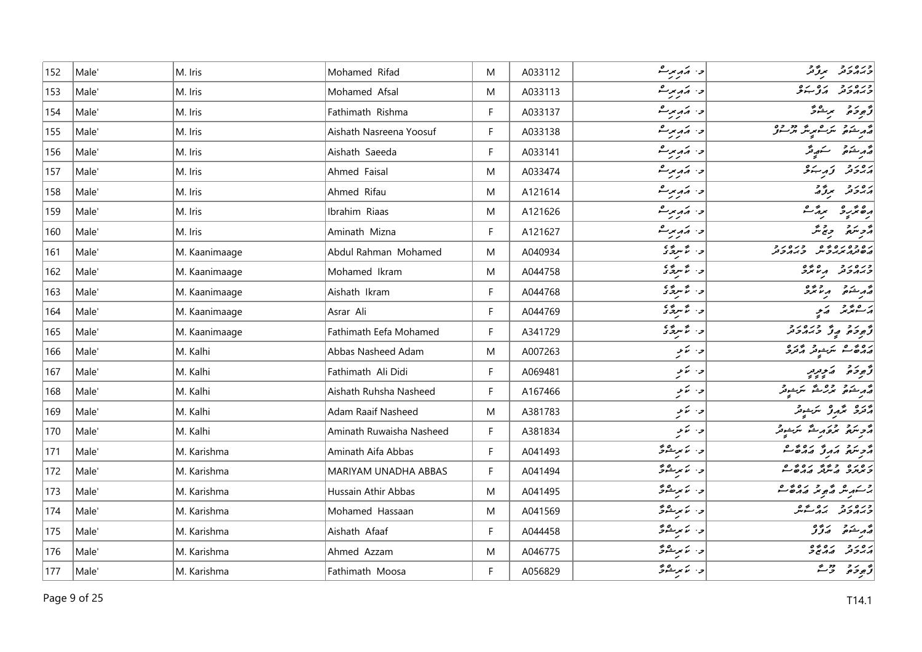| 152 | Male' | M. Iris | Mohamed Rifad | M | A033112 | މ. އައިރިސް | މުހައްމަދު ރިފާދު |
|---|---|---|---|---|---|---|---|
| 153 | Male' | M. Iris | Mohamed Afsal | M | A033113 | މ. އައިރިސް | މުހައްމަދު އަފްސަލް |
| 154 | Male' | M. Iris | Fathimath Rishma | F | A033137 | މ. އައިރިސް | ފާތިމަތު ރިޝްމާ |
| 155 | Male' | M. Iris | Aishath Nasreena Yoosuf | F | A033138 | މ. އައިރިސް | އާއިޝަތު ނަސްރީނާ ޔޫސުފް |
| 156 | Male' | M. Iris | Aishath Saeeda | F | A033141 | މ. އައިރިސް | އާއިޝަތު ސައީދާ |
| 157 | Male' | M. Iris | Ahmed Faisal | M | A033474 | މ. އައިރިސް | އަޙްމަދު ފައިސަލް |
| 158 | Male' | M. Iris | Ahmed Rifau | M | A121614 | މ. އައިރިސް | އަޙްމަދު ރިފާއު |
| 159 | Male' | M. Iris | Ibrahim Riaas | M | A121626 | މ. އައިރިސް | އިބްރާހީމް ރިޔާސް |
| 160 | Male' | M. Iris | Aminath Mizna | F | A121627 | މ. އައިރިސް | އާމިނަތު މިޒްނާ |
| 161 | Male' | M. Kaanimaage | Abdul Rahman Mohamed | M | A040934 | މ. ކާނިމާގެ | އަބްދުއްރަޙްމާން މުޙައްމަދު |
| 162 | Male' | M. Kaanimaage | Mohamed Ikram | M | A044758 | މ. ކާނިމާގެ | މުހައްމަދު އިކްރާމް |
| 163 | Male' | M. Kaanimaage | Aishath Ikram | F | A044768 | މ. ކާނިމާގެ | އާއިޝަތު އިކްރާމް |
| 164 | Male' | M. Kaanimaage | Asrar Ali | F | A044769 | މ. ކާނިމާގެ | އަސްރާރު އަލި |
| 165 | Male' | M. Kaanimaage | Fathimath Eefa Mohamed | F | A341729 | މ. ކާނިމާގެ | ފާތިމަތު އީފާ މުހައްމަދު |
| 166 | Male' | M. Kalhi | Abbas Nasheed Adam | M | A007263 | މ. ކަޅި | އައްބާސް ނަޝީދު އާދަމް |
| 167 | Male' | M. Kalhi | Fathimath Ali Didi | F | A069481 | މ. ކަޅި | ފާތިމަތު އަލިދީދީ |
| 168 | Male' | M. Kalhi | Aishath Ruhsha Nasheed | F | A167466 | މ. ކަޅި | އާއިޝަތު ރުހްޝާ ނަޝީދު |
| 169 | Male' | M. Kalhi | Adam Raaif Nasheed | M | A381783 | މ. ކަޅި | އާދަމް ރާއިފް ނަޝީދު |
| 170 | Male' | M. Kalhi | Aminath Ruwaisha Nasheed | F | A381834 | މ. ކަޅި | އާމިނަތު ރުވައިޝާ ނަޝީދު |
| 171 | Male' | M. Karishma | Aminath Aifa Abbas | F | A041493 | މ. ކަރިޝްމާ | އާމިނަތު އައިފާ އައްބާސް |
| 172 | Male' | M. Karishma | MARIYAM UNADHA ABBAS | F | A041494 | މ. ކަރިޝްމާ | މަރިޔަމް އުނާދާ އައްބާސް |
| 173 | Male' | M. Karishma | Hussain Athir Abbas | M | A041495 | މ. ކަރިޝްމާ | ހުސައިން އާތިރު އައްބާސް |
| 174 | Male' | M. Karishma | Mohamed Hassaan | M | A041569 | މ. ކަރިޝްމާ | މުހައްމަދު ހައްސާން |
| 175 | Male' | M. Karishma | Aishath Afaaf | F | A044458 | މ. ކަރިޝްމާ | އާއިޝަތު އަފާފް |
| 176 | Male' | M. Karishma | Ahmed Azzam | M | A046775 | މ. ކަރިޝްމާ | އަޙްމަދު އައްޒާމް |
| 177 | Male' | M. Karishma | Fathimath Moosa | F | A056829 | މ. ކަރިޝްމާ | ފާތިމަތު މޫސާ |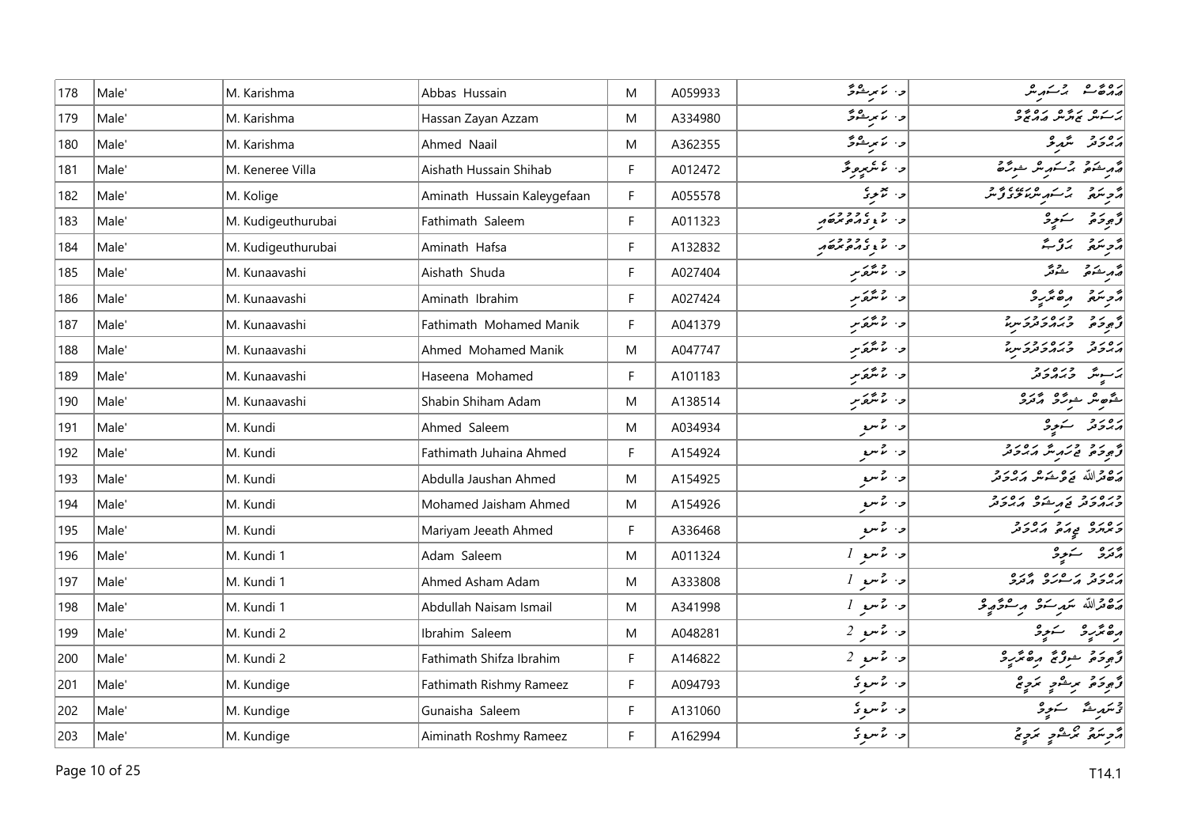| 178 | Male' | M. Karishma | Abbas Hussain | M | A059933 | މ. ކަރިޝްމާ | އައްބާސް ހުސައިން |
|---|---|---|---|---|---|---|---|
| 179 | Male' | M. Karishma | Hassan Zayan Azzam | M | A334980 | މ. ކަރިޝްމާ | ހަސަން ޒަޔާން އައްޒާމް |
| 180 | Male' | M. Karishma | Ahmed Naail | M | A362355 | މ. ކަރިޝްމާ | އަހުމަދު ނާއިލް |
| 181 | Male' | M. Keneree Villa | Aishath Hussain Shihab | F | A012472 | މ. ކެނެރީވިލާ | އާއިޝަތު ހުސައިން ޝިހާބު |
| 182 | Male' | M. Kolige | Aminath Hussain Kaleygefaan | F | A055578 | މ. ކޮލިގެ | އާމިނަތު ހުސައިންކަލޭގެފާން |
| 183 | Male' | M. Kudigeuthurubai | Fathimath Saleem | F | A011323 | މ. ކުޑިގެއުތުރުބައި | ފާތިމަތު ސަލީމް |
| 184 | Male' | M. Kudigeuthurubai | Aminath Hafsa | F | A132832 | މ. ކުޑިގެއުތުރުބައި | އާމިނަތު ހަފްސާ |
| 185 | Male' | M. Kunaavashi | Aishath Shuda | F | A027404 | މ. ކުނާވަށި | އާއިޝަތު ޝުދާ |
| 186 | Male' | M. Kunaavashi | Aminath Ibrahim | F | A027424 | މ. ކުނާވަށި | އާމިނަތު އިބްރާހިމް |
| 187 | Male' | M. Kunaavashi | Fathimath Mohamed Manik | F | A041379 | މ. ކުނާވަށި | ފާތިމަތު މުހައްމަދުމަނިކު |
| 188 | Male' | M. Kunaavashi | Ahmed Mohamed Manik | M | A047747 | މ. ކުނާވަށި | އަހުމަދު މުހައްމަދުމަނިކު |
| 189 | Male' | M. Kunaavashi | Haseena Mohamed | F | A101183 | މ. ކުނާވަށި | ހަސީނާ މުހައްމަދު |
| 190 | Male' | M. Kunaavashi | Shabin Shiham Adam | M | A138514 | މ. ކުނާވަށި | ޝާބިން ޝިހާމް އާދަމް |
| 191 | Male' | M. Kundi | Ahmed Saleem | M | A034934 | މ. ކުންޑި | އަހުމަދު ސަލީމް |
| 192 | Male' | M. Kundi | Fathimath Juhaina Ahmed | F | A154924 | މ. ކުންޑި | ފާތިމަތު ޖުހައިނާ އަހުމަދު |
| 193 | Male' | M. Kundi | Abdulla Jaushan Ahmed | M | A154925 | މ. ކުންޑި | އަބްދުﷲ ޖައުޝަން އަހުމަދު |
| 194 | Male' | M. Kundi | Mohamed Jaisham Ahmed | M | A154926 | މ. ކުންޑި | މުހައްމަދު ޖައިޝަމް އަހުމަދު |
| 195 | Male' | M. Kundi | Mariyam Jeeath Ahmed | F | A336468 | މ. ކުންޑި | މަރިޔަމް ޖީއަތު އަހުމަދު |
| 196 | Male' | M. Kundi 1 | Adam Saleem | M | A011324 | މ. ކުންޑި 1 | އާދަމް ސަލީމް |
| 197 | Male' | M. Kundi 1 | Ahmed Asham Adam | M | A333808 | މ. ކުންޑި 1 | އަހުމަދު އަޝާމް އާދަމް |
| 198 | Male' | M. Kundi 1 | Abdullah Naisam Ismail | M | A341998 | މ. ކުންޑި 1 | އަބްދުﷲ ނައިސަމް އިސްމާއިލް |
| 199 | Male' | M. Kundi 2 | Ibrahim Saleem | M | A048281 | މ. ކުންޑި 2 | އިބްރާހިމް ސަލީމް |
| 200 | Male' | M. Kundi 2 | Fathimath Shifza Ibrahim | F | A146822 | މ. ކުންޑި 2 | ފާތިމަތު ޝިފްޒާ އިބްރާހިމް |
| 201 | Male' | M. Kundige | Fathimath Rishmy Rameez | F | A094793 | މ. ކުންޑިގެ | ފާތިމަތު ރިޝްމީ ރަމީޒު |
| 202 | Male' | M. Kundige | Gunaisha Saleem | F | A131060 | މ. ކުންޑިގެ | ގުނައިޝާ ސަލީމް |
| 203 | Male' | M. Kundige | Aiminath Roshmy Rameez | F | A162994 | މ. ކުންޑިގެ | އައިމިނަތު ރޮޝްމީ ރަމީޒު |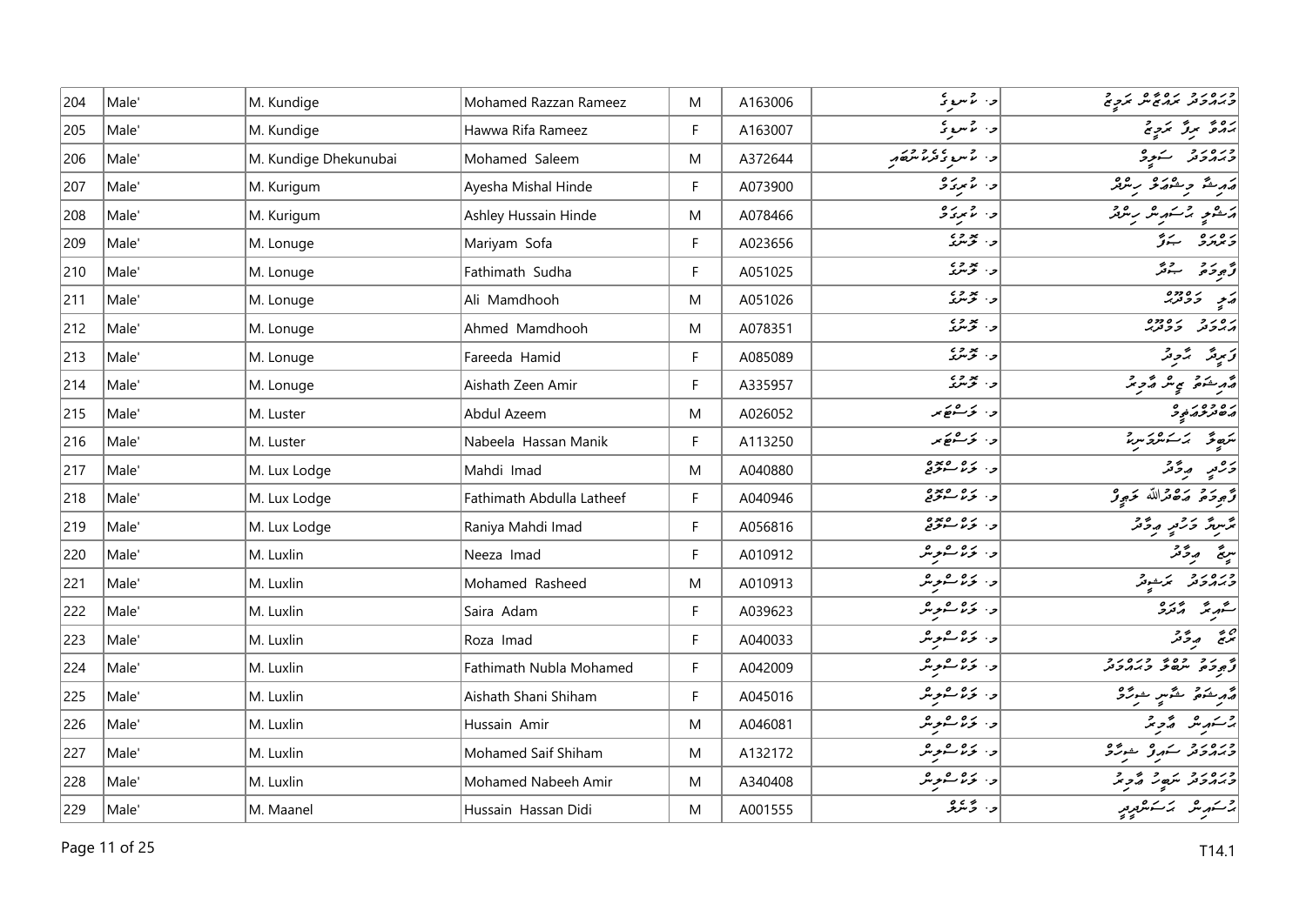| 204 | Male' | M. Kundige | Mohamed Razzan Rameez | M | A163006 | މ. ކުނދިގެ | މުޙައްމަދު ރައްޒާން ރަމީޒު |
|---|---|---|---|---|---|---|---|
| 205 | Male' | M. Kundige | Hawwa Rifa Rameez | F | A163007 | މ. ކުނދިގެ | ހައްވާ ރިފާ ރަމީޒު |
| 206 | Male' | M. Kundige Dhekunubai | Mohamed Saleem | M | A372644 | މ. ކުނދިގެ ދެކުނުބައި | މުޙައްމަދު ސަލީމް |
| 207 | Male' | M. Kurigum | Ayesha Mishal Hinde | F | A073900 | މ. ކުރިގަމް | އައިޝާ މިޝްއަލް ހިންދެ |
| 208 | Male' | M. Kurigum | Ashley Hussain Hinde | M | A078466 | މ. ކުރިގަމް | އަޝްލީ ހުސައިން ހިންދެ |
| 209 | Male' | M. Lonuge | Mariyam Sofa | F | A023656 | މ. ލޮނުގެ | މަރިޔަމް ސޯފާ |
| 210 | Male' | M. Lonuge | Fathimath Sudha | F | A051025 | މ. ލޮނުގެ | ފާތިމަތު ސުދާ |
| 211 | Male' | M. Lonuge | Ali Mamdhooh | M | A051026 | މ. ލޮނުގެ | އަލި މަމްދޫޙް |
| 212 | Male' | M. Lonuge | Ahmed Mamdhooh | M | A078351 | މ. ލޮނުގެ | އަޙްމަދު މަމްދޫޙް |
| 213 | Male' | M. Lonuge | Fareeda Hamid | F | A085089 | މ. ލޮނުގެ | ފަރީދާ ހާމިދު |
| 214 | Male' | M. Lonuge | Aishath Zeen Amir | F | A335957 | މ. ލޮނުގެ | އައިޝަތު ޒީން އާމިރު |
| 215 | Male' | M. Luster | Abdul Azeem | M | A026052 | މ. ލަސްޓަރ | އަބްދުލްއަޒީމް |
| 216 | Male' | M. Luster | Nabeela Hassan Manik | F | A113250 | މ. ލަސްޓަރ | ނަބީލާ ހަސަންމަނިކު |
| 217 | Male' | M. Lux Lodge | Mahdi Imad | M | A040880 | މ. ލަކްސްލޮޖް | މަހްދީ އިމާދު |
| 218 | Male' | M. Lux Lodge | Fathimath Abdulla Latheef | F | A040946 | މ. ލަކްސްލޮޖް | ފާތިމަތު އަބްދުﷲ ލަޠީފު |
| 219 | Male' | M. Lux Lodge | Raniya Mahdi Imad | F | A056816 | މ. ލަކްސްލޮޖް | ރާނިޔާ މަހްދީ އިމާދު |
| 220 | Male' | M. Luxlin | Neeza Imad | F | A010912 | މ. ލަކްސްލިން | ނީޒާ އިމާދު |
| 221 | Male' | M. Luxlin | Mohamed Rasheed | M | A010913 | މ. ލަކްސްލިން | މުޙައްމަދު ރަޝީދު |
| 222 | Male' | M. Luxlin | Saira Adam | F | A039623 | މ. ލަކްސްލިން | ސާއިރާ އާދަމް |
| 223 | Male' | M. Luxlin | Roza Imad | F | A040033 | މ. ލަކްސްލިން | ރޯޒާ އިމާދު |
| 224 | Male' | M. Luxlin | Fathimath Nubla Mohamed | F | A042009 | މ. ލަކްސްލިން | ފާތިމަތު ނުބްލާ މުޙައްމަދު |
| 225 | Male' | M. Luxlin | Aishath Shani Shiham | F | A045016 | މ. ލަކްސްލިން | އައިޝަތު ޝާނީ ޝިހާމް |
| 226 | Male' | M. Luxlin | Hussain Amir | M | A046081 | މ. ލަކްސްލިން | ހުސައިން އާމިރު |
| 227 | Male' | M. Luxlin | Mohamed Saif Shiham | M | A132172 | މ. ލަކްސްލިން | މުޙައްމަދު ސައިފު ޝިހާމް |
| 228 | Male' | M. Luxlin | Mohamed Nabeeh Amir | M | A340408 | މ. ލަކްސްލިން | މުޙައްމަދު ނަބީހު އާމިރު |
| 229 | Male' | M. Maanel | Hussain Hassan Didi | M | A001555 | މ. މާނެލް | ހުސައިން ހަސަންދީދީ |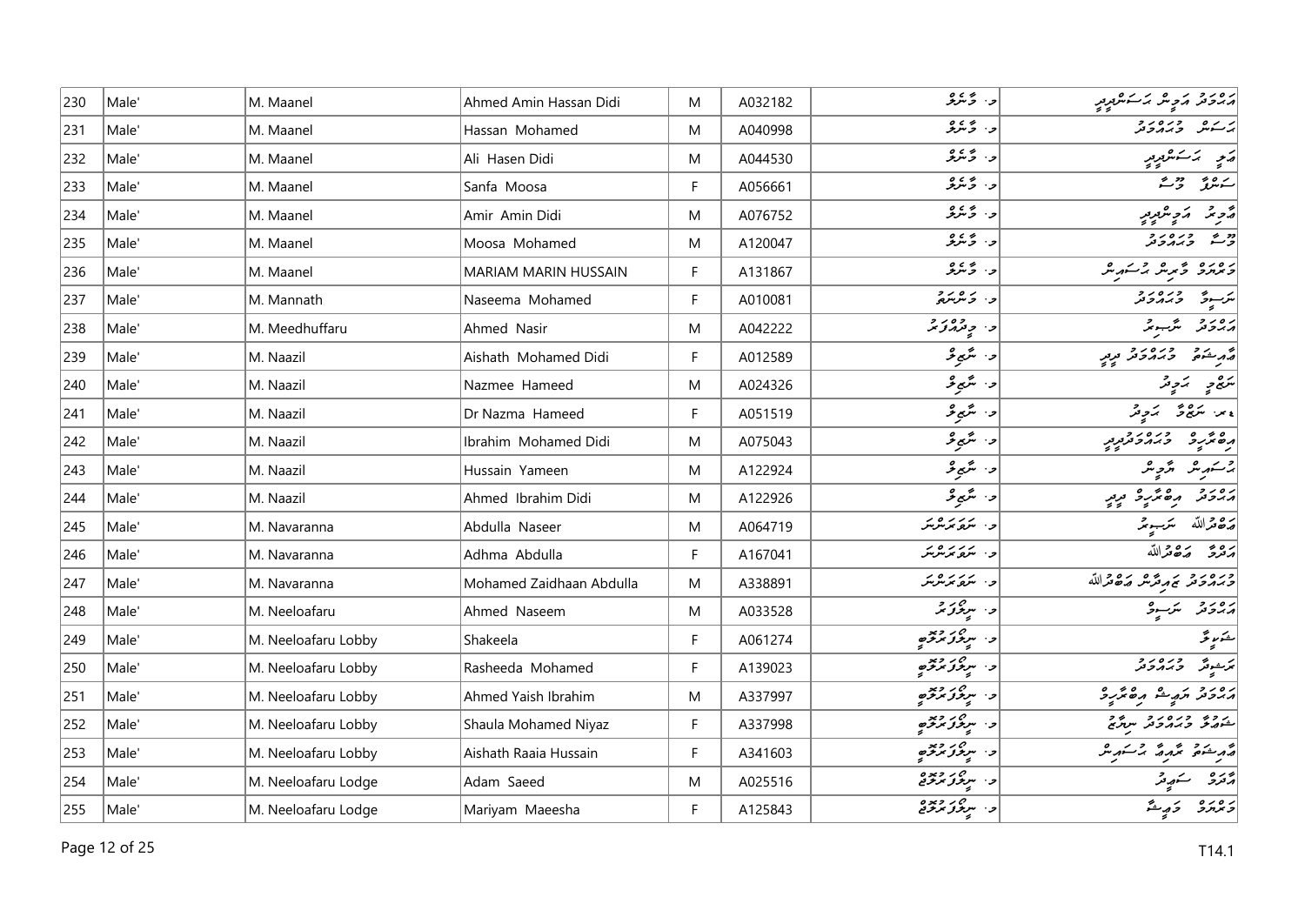| 230 | Male' | M. Maanel | Ahmed Amin Hassan Didi | M | A032182 | މ. މާނެލް | އަހުމަދު އަމީން ހަސަންދީދީ |
|---|---|---|---|---|---|---|---|
| 231 | Male' | M. Maanel | Hassan Mohamed | M | A040998 | މ. މާނެލް | ހަސަން މުހައްމަދު |
| 232 | Male' | M. Maanel | Ali Hasen Didi | M | A044530 | މ. މާނެލް | އަލީ ހަސަންދީދީ |
| 233 | Male' | M. Maanel | Sanfa Moosa | F | A056661 | މ. މާނެލް | ސަންފާ މޫސާ |
| 234 | Male' | M. Maanel | Amir Amin Didi | M | A076752 | މ. މާނެލް | އާމިރު އަމީންދީދީ |
| 235 | Male' | M. Maanel | Moosa Mohamed | M | A120047 | މ. މާނެލް | މޫސާ މުހައްމަދު |
| 236 | Male' | M. Maanel | MARIAM MARIN HUSSAIN | F | A131867 | މ. މާނެލް | މަރިޔަމް މާރިން ހުސައިން |
| 237 | Male' | M. Mannath | Naseema Mohamed | F | A010081 | މ. މަންނަތް | ނަސީމާ މުހައްމަދު |
| 238 | Male' | M. Meedhuffaru | Ahmed Nasir | M | A042222 | މ. މީދުއްފަރު | އަހުމަދު ނާސިރު |
| 239 | Male' | M. Naazil | Aishath Mohamed Didi | F | A012589 | މ. ނާޒިލް | އައިޝަތު މުހައްމަދު ދީދީ |
| 240 | Male' | M. Naazil | Nazmee Hameed | M | A024326 | މ. ނާޒިލް | ނަޒްމީ ހަމީދު |
| 241 | Male' | M. Naazil | Dr Nazma Hameed | F | A051519 | މ. ނާޒިލް | ޑރ. ނަޒްމާ ހަމީދު |
| 242 | Male' | M. Naazil | Ibrahim Mohamed Didi | M | A075043 | މ. ނާޒިލް | އިބްރާހީމް މުހައްމަދުދީދީ |
| 243 | Male' | M. Naazil | Hussain Yameen | M | A122924 | މ. ނާޒިލް | ހުސައިން ޔާމީން |
| 244 | Male' | M. Naazil | Ahmed Ibrahim Didi | M | A122926 | މ. ނާޒިލް | އަހުމަދު އިބްރާހީމް ދީދީ |
| 245 | Male' | M. Navaranna | Abdulla Naseer | M | A064719 | މ. ނަވަރަންނަ | އަބްދުﷲ ނަސީރު |
| 246 | Male' | M. Navaranna | Adhma Abdulla | F | A167041 | މ. ނަވަރަންނަ | އަދްމާ އަބްދުﷲ |
| 247 | Male' | M. Navaranna | Mohamed Zaidhaan Abdulla | M | A338891 | މ. ނަވަރަންނަ | މުހައްމަދު ޒައިދާން އަބްދުﷲ |
| 248 | Male' | M. Neeloafaru | Ahmed Naseem | M | A033528 | މ. ނީލޯފަރު | އަހުމަދު ނަސީމް |
| 249 | Male' | M. Neeloafaru Lobby | Shakeela | F | A061274 | މ. ނީލޯފަރުލޮބީ | ޝަކީލާ |
| 250 | Male' | M. Neeloafaru Lobby | Rasheeda Mohamed | F | A139023 | މ. ނީލޯފަރުލޮބީ | ރަޝީދާ މުހައްމަދު |
| 251 | Male' | M. Neeloafaru Lobby | Ahmed Yaish Ibrahim | M | A337997 | މ. ނީލޯފަރުލޮބީ | އަހުމަދު ޔައިޝް އިބްރާހީމް |
| 252 | Male' | M. Neeloafaru Lobby | Shaula Mohamed Niyaz | F | A337998 | މ. ނީލޯފަރުލޮބީ | ޝައުލާ މުހައްމަދު ނިޔާޒް |
| 253 | Male' | M. Neeloafaru Lobby | Aishath Raaia Hussain | F | A341603 | މ. ނީލޯފަރުލޮބީ | އައިޝަތު ރާއިއާ ހުސައިން |
| 254 | Male' | M. Neeloafaru Lodge | Adam Saeed | M | A025516 | މ. ނީލޯފަރުލޮޖް | އާދަމް ސަޢީދު |
| 255 | Male' | M. Neeloafaru Lodge | Mariyam Maeesha | F | A125843 | މ. ނީލޯފަރުލޮޖް | މަރިޔަމް މައީޝާ |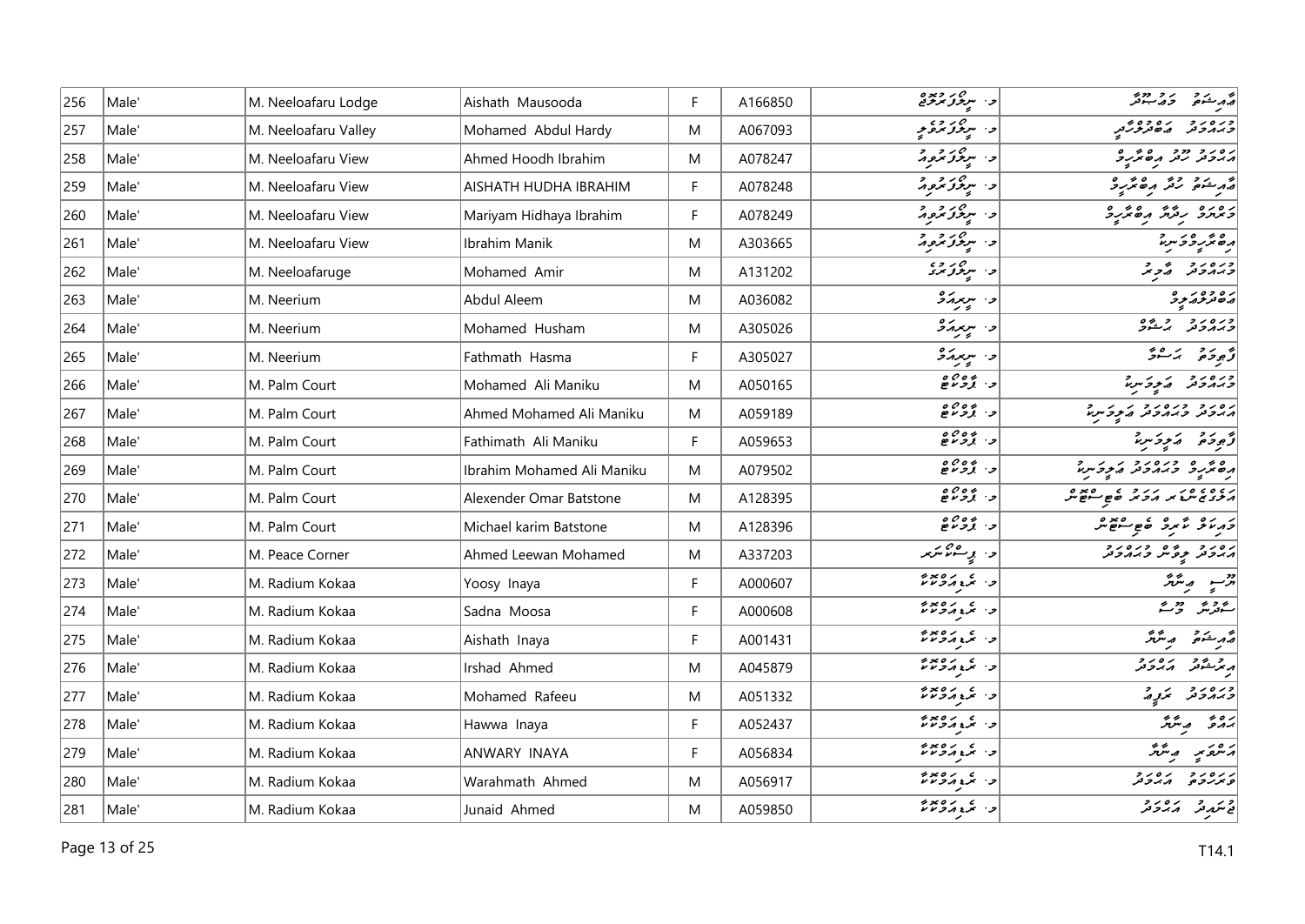| 256 | Male' | M. Neeloafaru Lodge | Aishath Mausooda | F | A166850 | މ. ނީލޯފަރު ލޮޖް | އައިޝަތު މައުސޫދާ |
|---|---|---|---|---|---|---|---|
| 257 | Male' | M. Neeloafaru Valley | Mohamed Abdul Hardy | M | A067093 | މ. ނީލޯފަރުވެލީ | މުހައްމަދު އަބްދުލްހާރދީ |
| 258 | Male' | M. Neeloafaru View | Ahmed Hoodh Ibrahim | M | A078247 | މ. ނީލޯފަރުވިއު | އަހްމަދު ހޫދު އިބްރާހީމް |
| 259 | Male' | M. Neeloafaru View | AISHATH HUDHA IBRAHIM | F | A078248 | މ. ނީލޯފަރުވިއު | އައިޝަތު ހުދާ އިބްރާހީމް |
| 260 | Male' | M. Neeloafaru View | Mariyam Hidhaya Ibrahim | F | A078249 | މ. ނީލޯފަރުވިއު | މަރިޔަމް ހިދާޔާ އިބްރާހީމް |
| 261 | Male' | M. Neeloafaru View | Ibrahim Manik | M | A303665 | މ. ނީލޯފަރުވިއު | އިބްރާހީމްމަނިކު |
| 262 | Male' | M. Neeloafaruge | Mohamed Amir | M | A131202 | މ. ނީލޯފަރުގެ | މުހައްމަދު އާމިރު |
| 263 | Male' | M. Neerium | Abdul Aleem | M | A036082 | މ. ނީރިއަމް | އަބްދުލްއަލީމް |
| 264 | Male' | M. Neerium | Mohamed Husham | M | A305026 | މ. ނީރިއަމް | މުހައްމަދު ހުޝާމް |
| 265 | Male' | M. Neerium | Fathmath Hasma | F | A305027 | މ. ނީރިއަމް | ފާތިމަތު ހަސްމާ |
| 266 | Male' | M. Palm Court | Mohamed Ali Maniku | M | A050165 | މ. ޕާމްކޯޓް | މުހައްމަދު އަލިމަނިކު |
| 267 | Male' | M. Palm Court | Ahmed Mohamed Ali Maniku | M | A059189 | މ. ޕާމްކޯޓް | އަހްމަދު މުހައްމަދު އަލިމަނިކު |
| 268 | Male' | M. Palm Court | Fathimath Ali Maniku | F | A059653 | މ. ޕާމްކޯޓް | ފާތިމަތު އަލިމަނިކު |
| 269 | Male' | M. Palm Court | Ibrahim Mohamed Ali Maniku | M | A079502 | މ. ޕާމްކޯޓް | އިބްރާހީމް މުހައްމަދު އަލިމަނިކު |
| 270 | Male' | M. Palm Court | Alexender Omar Batstone | M | A128395 | މ. ޕާމްކޯޓް | އެލެގްޒެންޑަރ އޮމަރ ބެޓްސްޓަން |
| 271 | Male' | M. Palm Court | Michael karim Batstone | M | A128396 | މ. ޕާމްކޯޓް | މައިކަލް ކާރިމް ބެޓްސްޓަން |
| 272 | Male' | M. Peace Corner | Ahmed Leewan Mohamed | M | A337203 | މ. ޕީސްކޯނަރ | އަހްމަދު ލީވާން މުހައްމަދު |
| 273 | Male' | M. Radium Kokaa | Yoosy Inaya | F | A000607 | މ. ރޭޑިއަމްކޮކާ | ޔޫސީ އިނާޔާ |
| 274 | Male' | M. Radium Kokaa | Sadna Moosa | F | A000608 | މ. ރޭޑިއަމްކޮކާ | ސަދުނާ މޫސާ |
| 275 | Male' | M. Radium Kokaa | Aishath Inaya | F | A001431 | މ. ރޭޑިއަމްކޮކާ | އައިޝަތު އިނާޔާ |
| 276 | Male' | M. Radium Kokaa | Irshad Ahmed | M | A045879 | މ. ރޭޑިއަމްކޮކާ | އިރުޝާދު އަހްމަދު |
| 277 | Male' | M. Radium Kokaa | Mohamed Rafeeu | M | A051332 | މ. ރޭޑިއަމްކޮކާ | މުހައްމަދު ރަފީއު |
| 278 | Male' | M. Radium Kokaa | Hawwa Inaya | F | A052437 | މ. ރޭޑިއަމްކޮކާ | ހައްވާ އިނާޔާ |
| 279 | Male' | M. Radium Kokaa | ANWARY INAYA | F | A056834 | މ. ރޭޑިއަމްކޮކާ | އަންވަރީ އިނާޔާ |
| 280 | Male' | M. Radium Kokaa | Warahmath Ahmed | M | A056917 | މ. ރޭޑިއަމްކޮކާ | ވަރަހްމަތު އަހްމަދު |
| 281 | Male' | M. Radium Kokaa | Junaid Ahmed | M | A059850 | މ. ރޭޑިއަމްކޮކާ | ޖުނައިދު އަހްމަދު |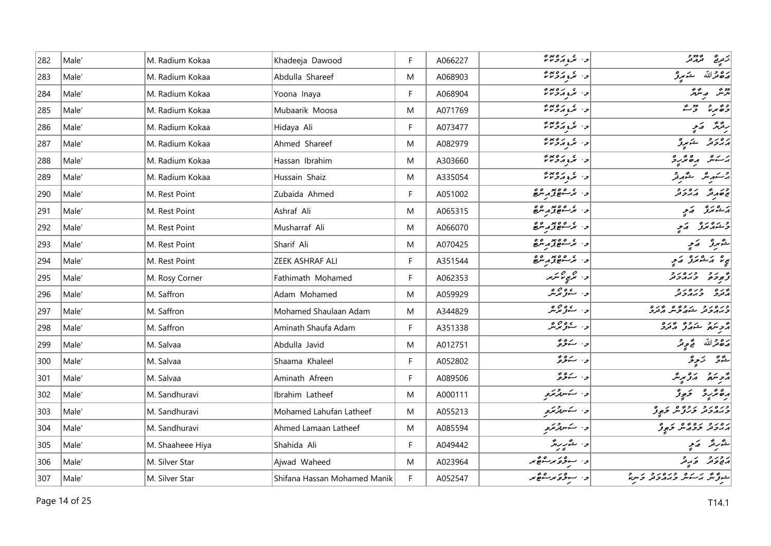| 282 | Male' | M. Radium Kokaa | Khadeeja Dawood | F | A066227 | މ. ރޭޑިއަމްކޮކާ | ޚަދީޖާ ދާއޫދު |
|---|---|---|---|---|---|---|---|
| 283 | Male' | M. Radium Kokaa | Abdulla Shareef | M | A068903 | މ. ރޭޑިއަމްކޮކާ | އަބްދުﷲ ޝަރީފު |
| 284 | Male' | M. Radium Kokaa | Yoona Inaya | F | A068904 | މ. ރޭޑިއަމްކޮކާ | ޔޫނާ އިނާޔާ |
| 285 | Male' | M. Radium Kokaa | Mubaarik Moosa | M | A071769 | މ. ރޭޑިއަމްކޮކާ | މުބާރިކު މޫސާ |
| 286 | Male' | M. Radium Kokaa | Hidaya Ali | F | A073477 | މ. ރޭޑިއަމްކޮކާ | ހިދާޔާ އަލި |
| 287 | Male' | M. Radium Kokaa | Ahmed Shareef | M | A082979 | މ. ރޭޑިއަމްކޮކާ | އަޙްމަދު ޝަރީފު |
| 288 | Male' | M. Radium Kokaa | Hassan Ibrahim | M | A303660 | މ. ރޭޑިއަމްކޮކާ | ޙަސަން އިބްރާހީމް |
| 289 | Male' | M. Radium Kokaa | Hussain Shaiz | M | A335054 | މ. ރޭޑިއަމްކޮކާ | ޙުސައިން ޝާއިޒު |
| 290 | Male' | M. Rest Point | Zubaida Ahmed | F | A051002 | މ. ރެސްޓްޕޮއިންޓް | ޒުބައިދާ އަޙްމަދު |
| 291 | Male' | M. Rest Point | Ashraf Ali | M | A065315 | މ. ރެސްޓްޕޮއިންޓް | އަޝްރަފް އަލި |
| 292 | Male' | M. Rest Point | Musharraf Ali | M | A066070 | މ. ރެސްޓްޕޮއިންޓް | މުޝައްރަފް އަލި |
| 293 | Male' | M. Rest Point | Sharif Ali | M | A070425 | މ. ރެސްޓްޕޮއިންޓް | ޝާރިފް އަލި |
| 294 | Male' | M. Rest Point | ZEEK ASHRAF ALI | F | A351544 | މ. ރެސްޓްޕޮއިންޓް | ޒީކް އަޝްރަފް އަލި |
| 295 | Male' | M. Rosy Corner | Fathimath Mohamed | F | A062353 | މ. ރޯޒީކޯނަރ | ފާތިމަތު މުޙައްމަދު |
| 296 | Male' | M. Saffron | Adam Mohamed | M | A059929 | މ. ސެފްރަން | އާދަމް މުޙައްމަދު |
| 297 | Male' | M. Saffron | Mohamed Shaulaan Adam | M | A344829 | މ. ސެފްރަން | މުޙައްމަދު ޝައުލާން އާދަމް |
| 298 | Male' | M. Saffron | Aminath Shaufa Adam | F | A351338 | މ. ސެފްރަން | އާމިނަތު ޝައުފާ އާދަމް |
| 299 | Male' | M. Salvaa | Abdulla Javid | M | A012751 | މ. ސަލްވާ | އަބްދުﷲ ޖާވިދު |
| 300 | Male' | M. Salvaa | Shaama Khaleel | F | A052802 | މ. ސަލްވާ | ޝާމާ ޚަލީލު |
| 301 | Male' | M. Salvaa | Aminath Afreen | F | A089506 | މ. ސަލްވާ | އާމިނަތު އަފްރީން |
| 302 | Male' | M. Sandhuravi | Ibrahim Latheef | M | A000111 | މ. ސަނދުރަވި | އިބްރާހީމް ލަތީފު |
| 303 | Male' | M. Sandhuravi | Mohamed Lahufan Latheef | M | A055213 | މ. ސަނދުރަވި | މުޙައްމަދު ލަހުފާން ލަތީފު |
| 304 | Male' | M. Sandhuravi | Ahmed Lamaan Latheef | M | A085594 | މ. ސަނދުރަވި | އަޙްމަދު ލަމްއާން ލަތީފު |
| 305 | Male' | M. Shaaheee Hiya | Shahida Ali | F | A049442 | މ. ޝާހީހިޔާ | ޝާހިދާ އަލި |
| 306 | Male' | M. Silver Star | Ajwad Waheed | M | A023964 | މ. ސިލްވަރސްޓާރ | އަޖްވަދު ވަޙީދު |
| 307 | Male' | M. Silver Star | Shifana Hassan Mohamed Manik | F | A052547 | މ. ސިލްވަރސްޓާރ | ޝިފާނާ ޙަސަން މުޙައްމަދު މަނިކު |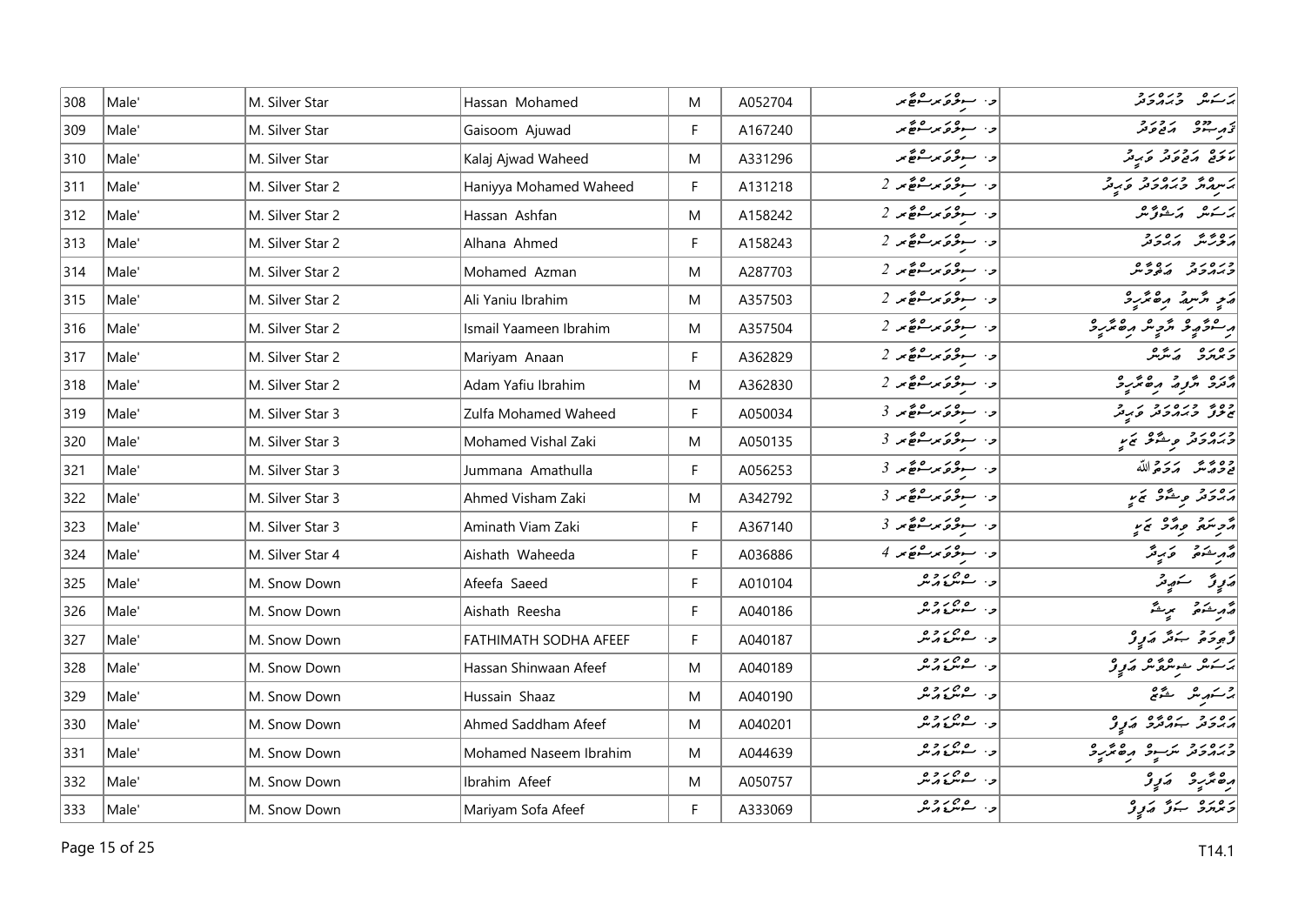| 308 | Male' | M. Silver Star | Hassan Mohamed | M | A052704 | މ. ސިލްވަރސްޓާރ | ޙަސަން މުޙައްމަދު |
|---|---|---|---|---|---|---|---|
| 309 | Male' | M. Silver Star | Gaisoom Ajuwad | F | A167240 | މ. ސިލްވަރސްޓާރ | ގައިސޫމް އަޖުވަދު |
| 310 | Male' | M. Silver Star | Kalaj Ajwad Waheed | M | A331296 | މ. ސިލްވަރސްޓާރ | ކަލަޖ އަޖުވަދު ވަޙީދު |
| 311 | Male' | M. Silver Star 2 | Haniyya Mohamed Waheed | F | A131218 | މ. ސިލްވަރސްޓާރ 2 | ހަނިއްޔާ މުޙައްމަދު ވަޙީދު |
| 312 | Male' | M. Silver Star 2 | Hassan Ashfan | M | A158242 | މ. ސިލްވަރސްޓާރ 2 | ޙަސަން އަޝްފާން |
| 313 | Male' | M. Silver Star 2 | Alhana Ahmed | F | A158243 | މ. ސިލްވަރސްޓާރ 2 | އަލްހާނާ އަޙްމަދު |
| 314 | Male' | M. Silver Star 2 | Mohamed Azman | M | A287703 | މ. ސިލްވަރސްޓާރ 2 | މުޙައްމަދު އަޒްމާން |
| 315 | Male' | M. Silver Star 2 | Ali Yaniu Ibrahim | M | A357503 | މ. ސިލްވަރސްޓާރ 2 | އަލި ޔާނިއު އިބްރާހިމް |
| 316 | Male' | M. Silver Star 2 | Ismail Yaameen Ibrahim | M | A357504 | މ. ސިލްވަރސްޓާރ 2 | އިސްމާޢީލް ޔާމީން އިބްރާހިމް |
| 317 | Male' | M. Silver Star 2 | Mariyam Anaan | F | A362829 | މ. ސިލްވަރސްޓާރ 2 | މަރިޔަމް އަނާން |
| 318 | Male' | M. Silver Star 2 | Adam Yafiu Ibrahim | M | A362830 | މ. ސިލްވަރސްޓާރ 2 | އާދަމް ޔާފިއު އިބްރާހިމް |
| 319 | Male' | M. Silver Star 3 | Zulfa Mohamed Waheed | F | A050034 | މ. ސިލްވަރސްޓާރ 3 | ޒުލްފާ މުޙައްމަދު ވަޙީދު |
| 320 | Male' | M. Silver Star 3 | Mohamed Vishal Zaki | M | A050135 | މ. ސިލްވަރސްޓާރ 3 | މުޙައްމަދު ވިޝާލް ޒަކީ |
| 321 | Male' | M. Silver Star 3 | Jummana Amathulla | F | A056253 | މ. ސިލްވަރސްޓާރ 3 | ޖުމްމާނާ އަމަތުﷲ |
| 322 | Male' | M. Silver Star 3 | Ahmed Visham Zaki | M | A342792 | މ. ސިލްވަރސްޓާރ 3 | އަޙްމަދު ވިޝާމް ޒަކީ |
| 323 | Male' | M. Silver Star 3 | Aminath Viam Zaki | F | A367140 | މ. ސިލްވަރސްޓާރ 3 | އާމިނަތު ވިއާމް ޒަކީ |
| 324 | Male' | M. Silver Star 4 | Aishath Waheeda | F | A036886 | މ. ސިލްވަރސްޓާރ 4 | އައިޝަތު ވަޙީދާ |
| 325 | Male' | M. Snow Down | Afeefa Saeed | F | A010104 | މ. ސްނޯޑައުން | އަފީފާ ސަޢީދު |
| 326 | Male' | M. Snow Down | Aishath Reesha | F | A040186 | މ. ސްނޯޑައުން | އައިޝަތު ރީޝާ |
| 327 | Male' | M. Snow Down | FATHIMATH SODHA AFEEF | F | A040187 | މ. ސްނޯޑައުން | ފާތިމަތު ސައުދާ އަފީފު |
| 328 | Male' | M. Snow Down | Hassan Shinwaan Afeef | M | A040189 | މ. ސްނޯޑައުން | ހަސަން ޝިންވާން އަފީފު |
| 329 | Male' | M. Snow Down | Hussain Shaaz | M | A040190 | މ. ސްނޯޑައުން | ހުސައިން ޝާޒް |
| 330 | Male' | M. Snow Down | Ahmed Saddham Afeef | M | A040201 | މ. ސްނޯޑައުން | އަޙްމަދު ސައްދާމް އަފީފު |
| 331 | Male' | M. Snow Down | Mohamed Naseem Ibrahim | M | A044639 | މ. ސްނޯޑައުން | މުޙައްމަދު ނަސީމް އިބްރާހިމް |
| 332 | Male' | M. Snow Down | Ibrahim Afeef | M | A050757 | މ. ސްނޯޑައުން | އިބްރާހިމް އަފީފު |
| 333 | Male' | M. Snow Down | Mariyam Sofa Afeef | F | A333069 | މ. ސްނޯޑައުން | މަރިޔަމް ސޯފާ އަފީފު |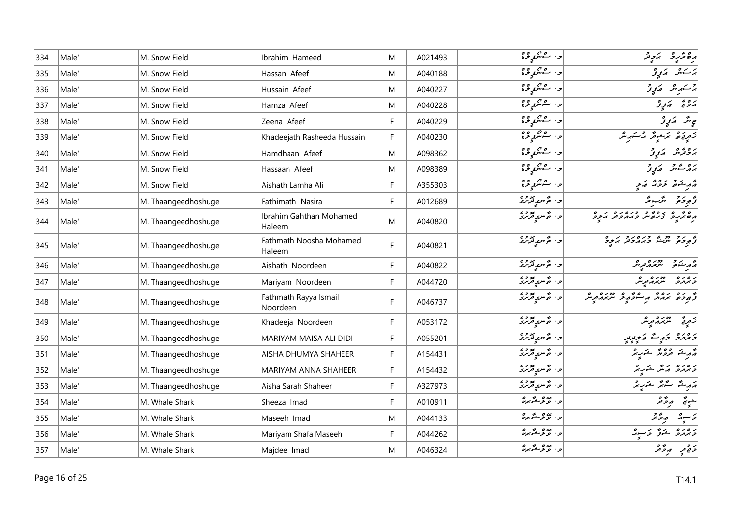| 334 | Male' | M. Snow Field | Ibrahim Hameed | M | A021493 | މ. ސްނޯފީލްޑު | އިބްރާހީމް ހަމީދު |
|---|---|---|---|---|---|---|---|
| 335 | Male' | M. Snow Field | Hassan Afeef | M | A040188 | މ. ސްނޯފީލްޑު | ހަސަން އަފީފު |
| 336 | Male' | M. Snow Field | Hussain Afeef | M | A040227 | މ. ސްނޯފީލްޑު | ހުސައިން އަފީފު |
| 337 | Male' | M. Snow Field | Hamza Afeef | M | A040228 | މ. ސްނޯފީލްޑު | ހަމްޒާ އަފީފު |
| 338 | Male' | M. Snow Field | Zeena Afeef | F | A040229 | މ. ސްނޯފީލްޑު | ޒީނާ އަފީފު |
| 339 | Male' | M. Snow Field | Khadeejath Rasheeda Hussain | F | A040230 | މ. ސްނޯފީލްޑު | ހަދީޖަތު ރަޝީދާ ހުސައިން |
| 340 | Male' | M. Snow Field | Hamdhaan Afeef | M | A098362 | މ. ސްނޯފީލްޑު | ހަމްދާން އަފީފު |
| 341 | Male' | M. Snow Field | Hassaan Afeef | M | A098389 | މ. ސްނޯފީލްޑު | ހައްސާން އަފީފު |
| 342 | Male' | M. Snow Field | Aishath Lamha Ali | F | A355303 | މ. ސްނޯފީލްޑު | އައިށަތު ލަމްހާ އަލި |
| 343 | Male' | M. Thaangeedhoshuge | Fathimath Nasira | F | A012689 | މ. ތާނގީދޮށުގެ | ފާތިމަތު ނާސިރާ |
| 344 | Male' | M. Thaangeedhoshuge | Ibrahim Gahthan Mohamed Haleem | M | A040820 | މ. ތާނގީދޮށުގެ | އިބްރާހީމް ގައްތާން މުހައްމަދު ހަލީމް |
| 345 | Male' | M. Thaangeedhoshuge | Fathmath Noosha Mohamed Haleem | F | A040821 | މ. ތާނގީދޮށުގެ | ފާތިމަތު ނޫޝާ މުހައްމަދު ހަލީމް |
| 346 | Male' | M. Thaangeedhoshuge | Aishath Noordeen | F | A040822 | މ. ތާނގީދޮށުގެ | އައިށަތު ނޫރުއްދީން |
| 347 | Male' | M. Thaangeedhoshuge | Mariyam Noordeen | F | A044720 | މ. ތާނގީދޮށުގެ | މަރިޔަމް ނޫރުއްދީން |
| 348 | Male' | M. Thaangeedhoshuge | Fathmath Rayya Ismail Noordeen | F | A046737 | މ. ތާނގީދޮށުގެ | ފާތިމަތު ރައްޔާ އިސްމާއީލް ނޫރުއްދީން |
| 349 | Male' | M. Thaangeedhoshuge | Khadeeja Noordeen | F | A053172 | މ. ތާނގީދޮށުގެ | ޚަދީޖާ ނޫރުއްދީން |
| 350 | Male' | M. Thaangeedhoshuge | MARIYAM MAISA ALI DIDI | F | A055201 | މ. ތާނގީދޮށުގެ | މަރިޔަމް މައިސާ އަލިދީދީ |
| 351 | Male' | M. Thaangeedhoshuge | AISHA DHUMYA SHAHEER | F | A154431 | މ. ތާނގީދޮށުގެ | އައިޝާ ދުމްޔާ ޝަހީރު |
| 352 | Male' | M. Thaangeedhoshuge | MARIYAM ANNA SHAHEER | F | A154432 | މ. ތާނގީދޮށުގެ | މަރިޔަމް އަނާ ޝަހީރު |
| 353 | Male' | M. Thaangeedhoshuge | Aisha Sarah Shaheer | F | A327973 | މ. ތާނގީދޮށުގެ | އައިޝާ ސާރާ ޝަހީރު |
| 354 | Male' | M. Whale Shark | Sheeza Imad | F | A010911 | މ. ވޭލްޝާކު | ޝީޒާ އިމާދު |
| 355 | Male' | M. Whale Shark | Maseeh Imad | M | A044133 | މ. ވޭލްޝާކު | މަސީހު އިމާދު |
| 356 | Male' | M. Whale Shark | Mariyam Shafa Maseeh | F | A044262 | މ. ވޭލްޝާކު | މަރިޔަމް ޝަފާ މަސީހު |
| 357 | Male' | M. Whale Shark | Majdee Imad | M | A046324 | މ. ވޭލްޝާކު | މަޖްދީ އިމާދު |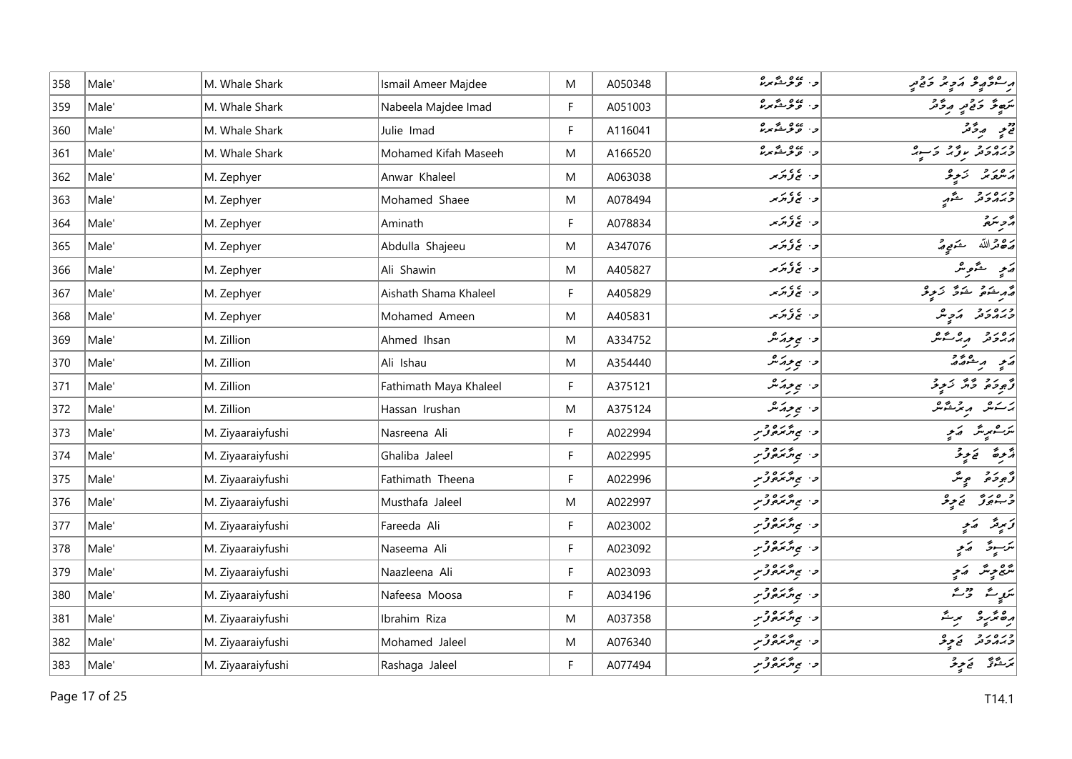| 358 | Male' | M. Whale Shark | Ismail Ameer Majdee | M | A050348 | د· ۇۆشەرى | مەشتۇمچ ەكچ كەنچ |
|---|---|---|---|---|---|---|---|
| 359 | Male' | M. Whale Shark | Nabeela Majdee Imad | F | A051003 | د· ۇۆشەرى | سەھەتى كەنچ مەكەر |
| 360 | Male' | M. Whale Shark | Julie Imad | F | A116041 | د· ۇۆشەرى | ئچ مەكەر |
| 361 | Male' | M. Whale Shark | Mohamed Kifah Maseeh | M | A166520 | د· ۇۆشەرى | ۋەرەۋەر بوۋە كەسىھ |
| 362 | Male' | M. Zephyer | Anwar Khaleel | M | A063038 | د· ئۇۋىرىر | ەشرەتر زەچى |
| 363 | Male' | M. Zephyer | Mohamed Shaee | M | A078494 | د· ئۇۋىرىر | ۋەرەۋەر شەپ |
| 364 | Male' | M. Zephyer | Aminath | F | A078834 | د· ئۇۋىرىر | ەچ ستى |
| 365 | Male' | M. Zephyer | Abdulla Shajeeu | M | A347076 | د· ئۇۋىرىر | ەھەتراللە شەچپە |
| 366 | Male' | M. Zephyer | Ali Shawin | M | A405827 | د· ئۇۋىرىر | ەكچ شەۋھىر |
| 367 | Male' | M. Zephyer | Aishath Shama Khaleel | F | A405829 | د· ئۇۋىرىر | ەمەشەق شەڭ زەچى |
| 368 | Male' | M. Zephyer | Mohamed Ameen | M | A405831 | د· ئۇۋىرىر | ۋەرەۋەر ەچىر |
| 369 | Male' | M. Zillion | Ahmed Ihsan | M | A334752 | د· بچ مورەكىر | ەرەۋەر مەرشەكىر |
| 370 | Male' | M. Zillion | Ali Ishau | M | A354440 | د· بچ مورەكىر | ەكچ مەشەھە |
| 371 | Male' | M. Zillion | Fathimath Maya Khaleel | F | A375121 | د· بچ مورەكىر | ۋەچ ۋە كەپر زەچى |
| 372 | Male' | M. Zillion | Hassan Irushan | M | A375124 | د· بچ مورەكىر | بەسەكىر مەبىرشەكىر |
| 373 | Male' | M. Ziyaaraiyfushi | Nasreena Ali | F | A022994 | د· بچ ەگىرەۋىر | سەرشەپىرىتر ەكچ |
| 374 | Male' | M. Ziyaaraiyfushi | Ghaliba Jaleel | F | A022995 | د· بچ ەگىرەۋىر | ەچرەھ كەچى |
| 375 | Male' | M. Ziyaaraiyfushi | Fathimath Theena | F | A022996 | د· بچ ەگىرەۋىر | ۋەچ ۋە مچىتر |
| 376 | Male' | M. Ziyaaraiyfushi | Musthafa Jaleel | M | A022997 | د· بچ ەگىرەۋىر | ۋەسەبۇۋ كەچى |
| 377 | Male' | M. Ziyaaraiyfushi | Fareeda Ali | F | A023002 | د· بچ ەگىرەۋىر | ۋەپرىتر ەكچ |
| 378 | Male' | M. Ziyaaraiyfushi | Naseema Ali | F | A023092 | د· بچ ەگىرەۋىر | سەرسوۋ ەكچ |
| 379 | Male' | M. Ziyaaraiyfushi | Naazleena Ali | F | A023093 | د· بچ ەگىرەۋىر | سەنچ مچىتر ەكچ |
| 380 | Male' | M. Ziyaaraiyfushi | Nafeesa Moosa | F | A034196 | د· بچ ەگىرەۋىر | سەۋپىسە ۋەسە |
| 381 | Male' | M. Ziyaaraiyfushi | Ibrahim Riza | M | A037358 | د· بچ ەگىرەۋىر | مەھەتئربۇ بىرسە |
| 382 | Male' | M. Ziyaaraiyfushi | Mohamed Jaleel | M | A076340 | د· بچ ەگىرەۋىر | ۋەرەۋەر كەچى |
| 383 | Male' | M. Ziyaaraiyfushi | Rashaga Jaleel | F | A077494 | د· بچ ەگىرەۋىر | بەرشەۋ كەچى |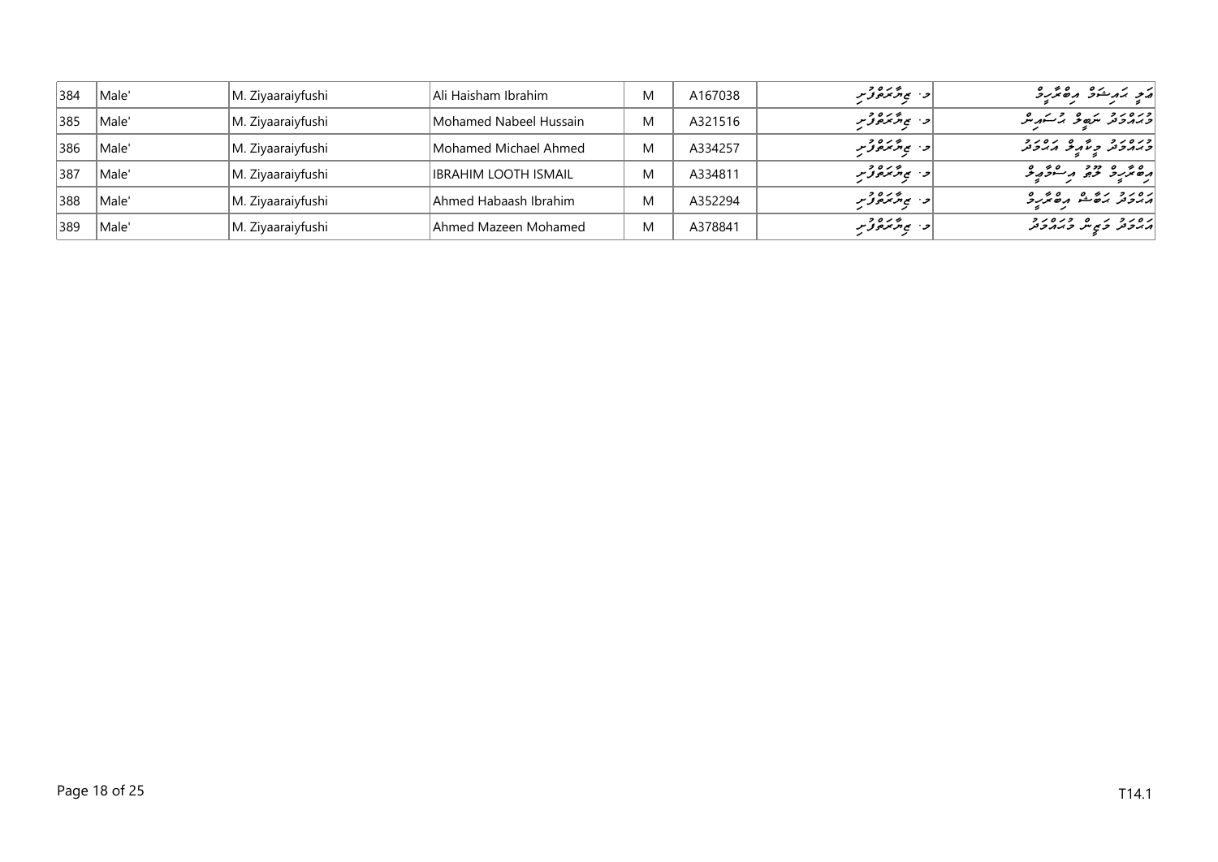| 384 | Male' | M. Ziyaaraiyfushi | Ali Haisham Ibrahim | M | A167038 | މ. ޒިޔާރައްފުށި | އަލި ހައިޝަމް އިބްރާހީމް |
|---|---|---|---|---|---|---|---|
| 385 | Male' | M. Ziyaaraiyfushi | Mohamed Nabeel Hussain | M | A321516 | މ. ޒިޔާރައްފުށި | މުޙައްމަދު ނަބީލް ޙުސައިން |
| 386 | Male' | M. Ziyaaraiyfushi | Mohamed Michael Ahmed | M | A334257 | މ. ޒިޔާރައްފުށި | މުޙައްމަދު މައިކަލް އަޙްމަދު |
| 387 | Male' | M. Ziyaaraiyfushi | IBRAHIM LOOTH ISMAIL | M | A334811 | މ. ޒިޔާރައްފުށި | އިބްރާހީމް ލޫތު އިސްމާޢީލް |
| 388 | Male' | M. Ziyaaraiyfushi | Ahmed Habaash Ibrahim | M | A352294 | މ. ޒިޔާރައްފުށި | އަޙްމަދު ހަބާޝް އިބްރާހީމް |
| 389 | Male' | M. Ziyaaraiyfushi | Ahmed Mazeen Mohamed | M | A378841 | މ. ޒިޔާރައްފުށި | އަޙްމަދު މަޒީން މުޙައްމަދު |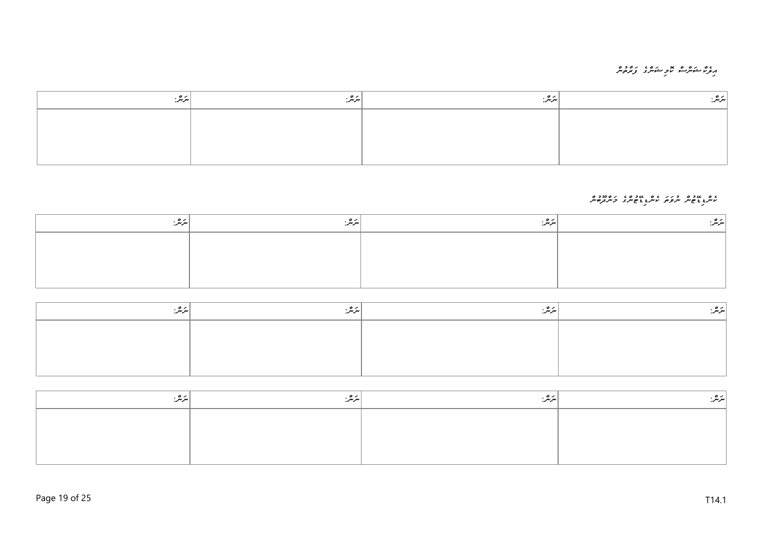# ދިވެހި ޝަހުރުގެ ކޮމިޝަނުގެ ފަރާތުން

| ނަންބަރު: | ނަންބަރު: | ނަންބަރު: | ނަންބަރު: |
|---|---|---|---|
| | | | |

## ކުންފުނީގެ ނަމާއި ކުންފުނީގެ މުއައްސިސުން

| ނަންބަރު: | ނަންބަރު: | ނަންބަރު: | ނަންބަރު: |
|---|---|---|---|
| | | | |

| ނަންބަރު: | ނަންބަރު: | ނަންބަރު: | ނަންބަރު: |
|---|---|---|---|
| | | | |

| ނަންބަރު: | ނަންބަރު: | ނަންބަރު: | ނަންބަރު: |
|---|---|---|---|
| | | | |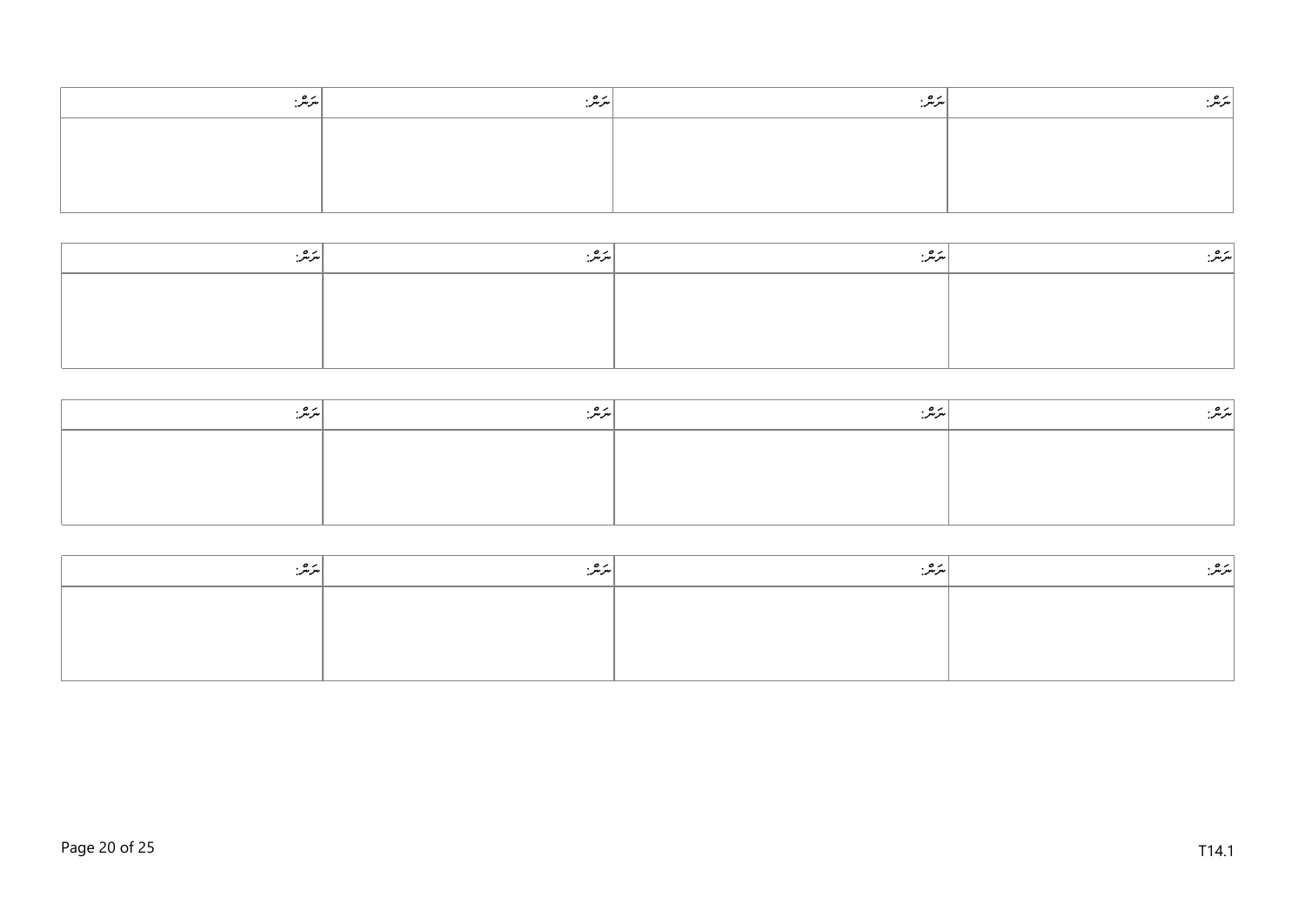| ނަމަ: | ނަމަ: | ނަމަ: | ނަމަ: |
| --- | --- | --- | --- |
| | | | |

| ނަމަ: | ނަމަ: | ނަމަ: | ނަމަ: |
| --- | --- | --- | --- |
| | | | |

| ނަމަ: | ނަމަ: | ނަމަ: | ނަމަ: |
| --- | --- | --- | --- |
| | | | |

| ނަމަ: | ނަމަ: | ނަމަ: | ނަމަ: |
| --- | --- | --- | --- |
| | | | |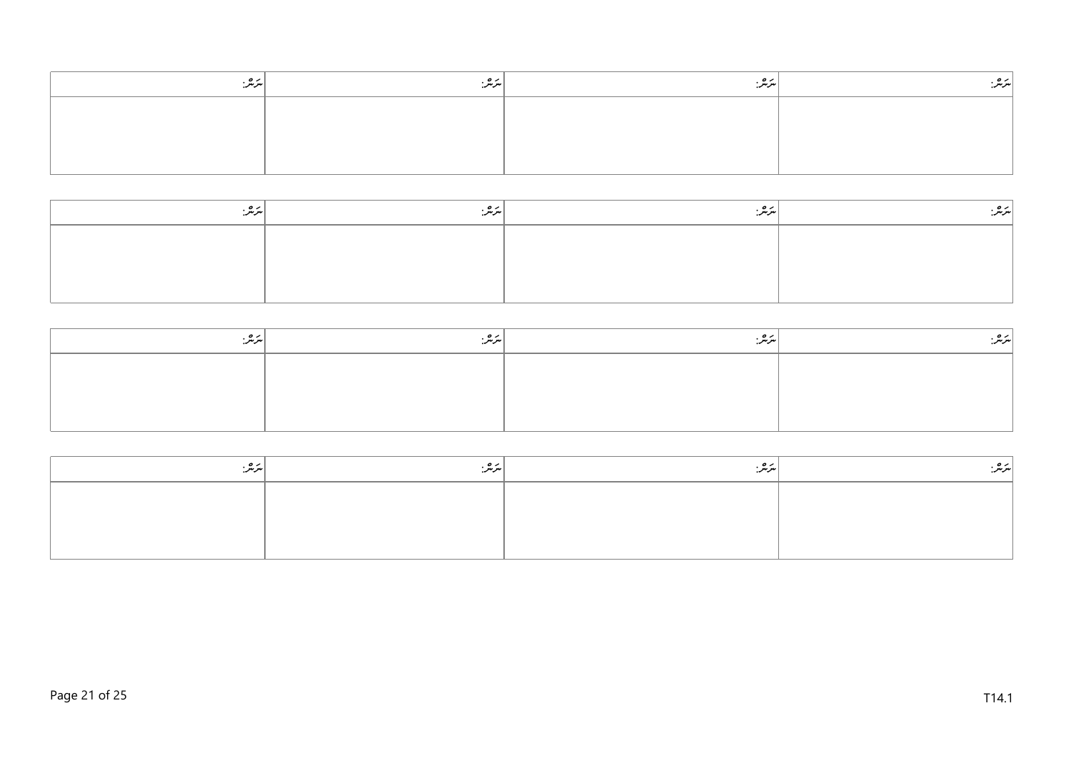| ނަރުދ: | ނަރުދ: | ނަރުދ: | ނަރުދ: |
| --- | --- | --- | --- |
| | | | |

| ނަރުދ: | ނަރުދ: | ނަރުދ: | ނަރުދ: |
| --- | --- | --- | --- |
| | | | |

| ނަރުދ: | ނަރުދ: | ނަރުދ: | ނަރުދ: |
| --- | --- | --- | --- |
| | | | |

| ނަރުދ: | ނަރުދ: | ނަރުދ: | ނަރުދ: |
| --- | --- | --- | --- |
| | | | |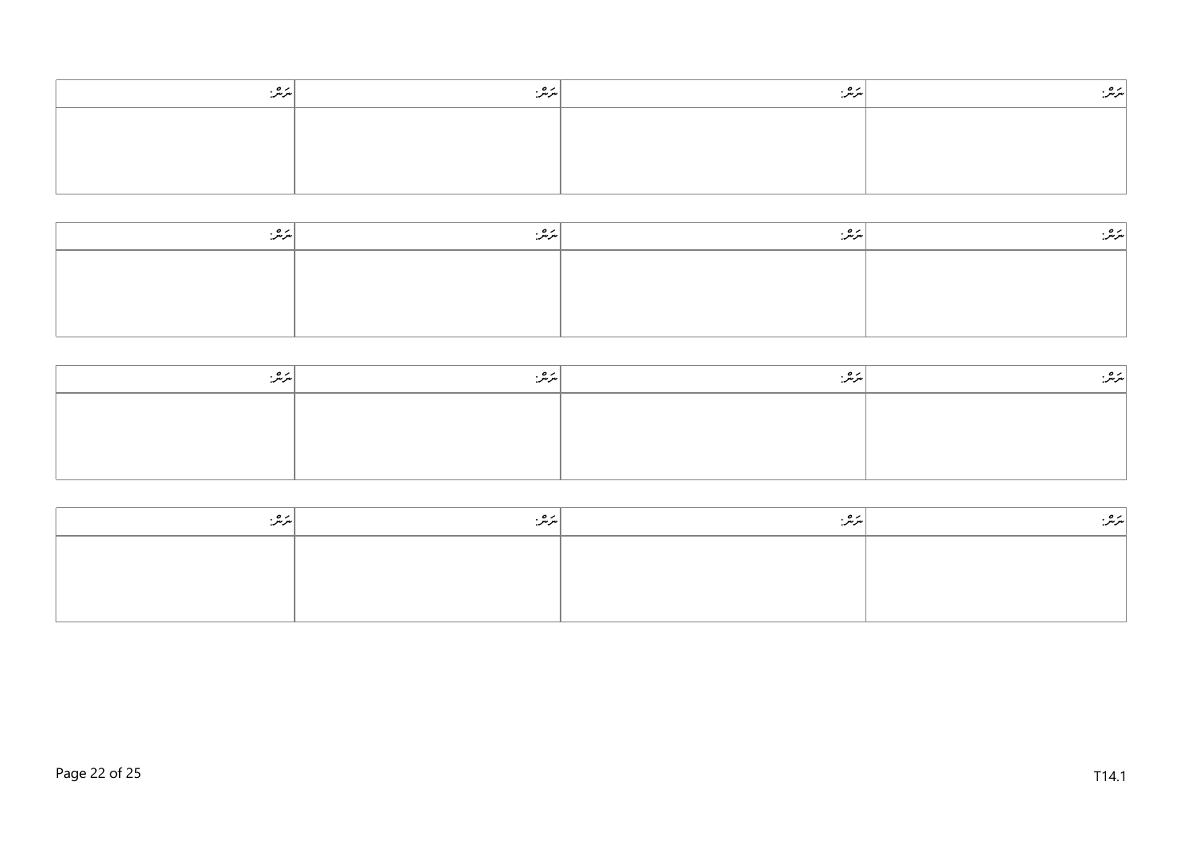| ނަންބަރ: | ނަންބަރ: | ނަންބަރ: | ނަންބަރ: |
|---|---|---|---|
| | | | |

| ނަންބަރ: | ނަންބަރ: | ނަންބަރ: | ނަންބަރ: |
|---|---|---|---|
| | | | |

| ނަންބަރ: | ނަންބަރ: | ނަންބަރ: | ނަންބަރ: |
|---|---|---|---|
| | | | |

| ނަންބަރ: | ނަންބަރ: | ނަންބަރ: | ނަންބަރ: |
|---|---|---|---|
| | | | |

T14.1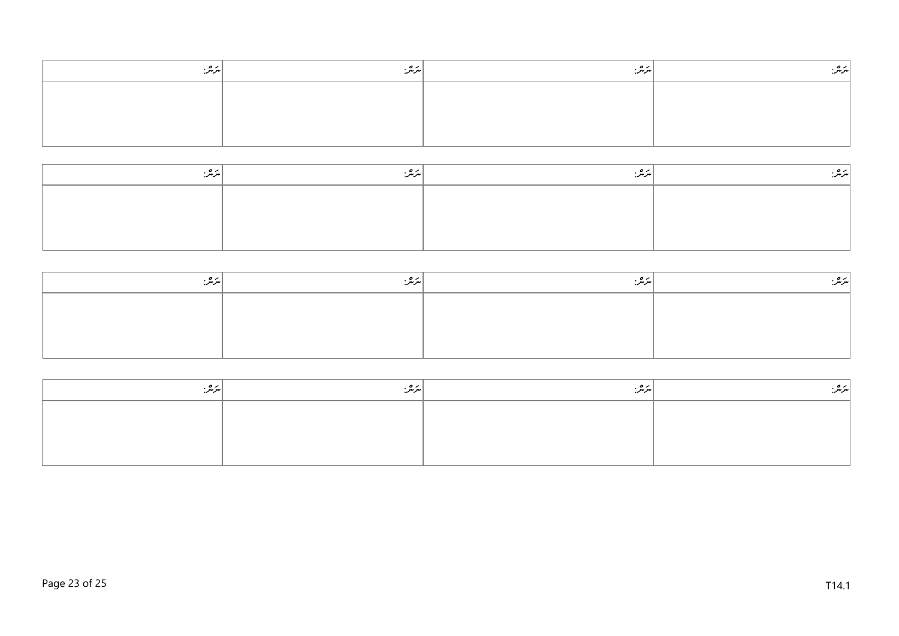| ނަރު: | ނަރު: | ނަރު: | ނަރު: |
| --- | --- | --- | --- |
| | | | |

| ނަރު: | ނަރު: | ނަރު: | ނަރު: |
| --- | --- | --- | --- |
| | | | |

| ނަރު: | ނަރު: | ނަރު: | ނަރު: |
| --- | --- | --- | --- |
| | | | |

| ނަރު: | ނަރު: | ނަރު: | ނަރު: |
| --- | --- | --- | --- |
| | | | |

T14.1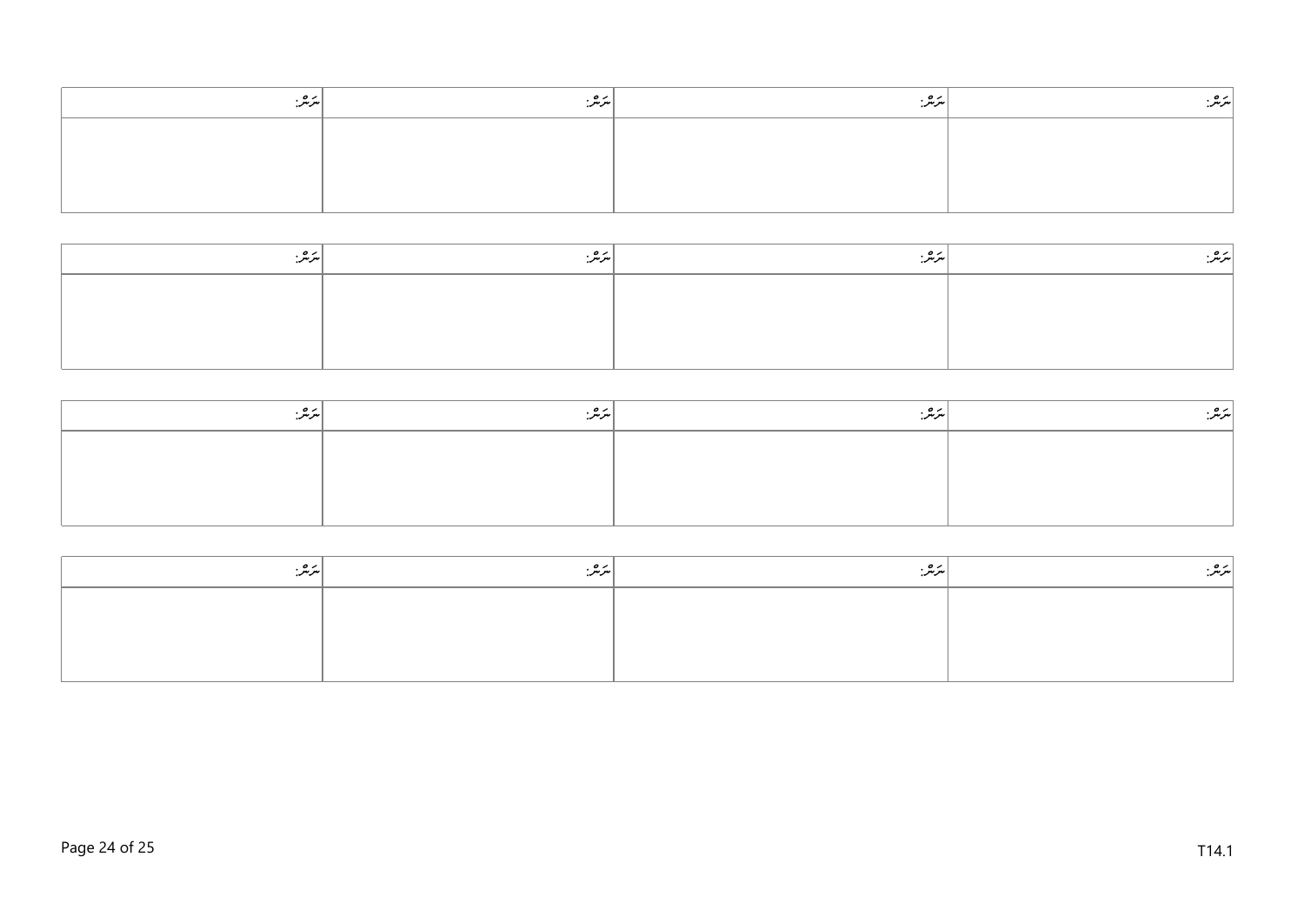| ނަރުދ: | ނަރުދ: | ނަރުދ: | ނަރުދ: |
| --- | --- | --- | --- |
| | | | |

| ނަރުދ: | ނަރުދ: | ނަރުދ: | ނަރުދ: |
| --- | --- | --- | --- |
| | | | |

| ނަރުދ: | ނަރުދ: | ނަރުދ: | ނަރުދ: |
| --- | --- | --- | --- |
| | | | |

| ނަރުދ: | ނަރުދ: | ނަރުދ: | ނަރުދ: |
| --- | --- | --- | --- |
| | | | |

T14.1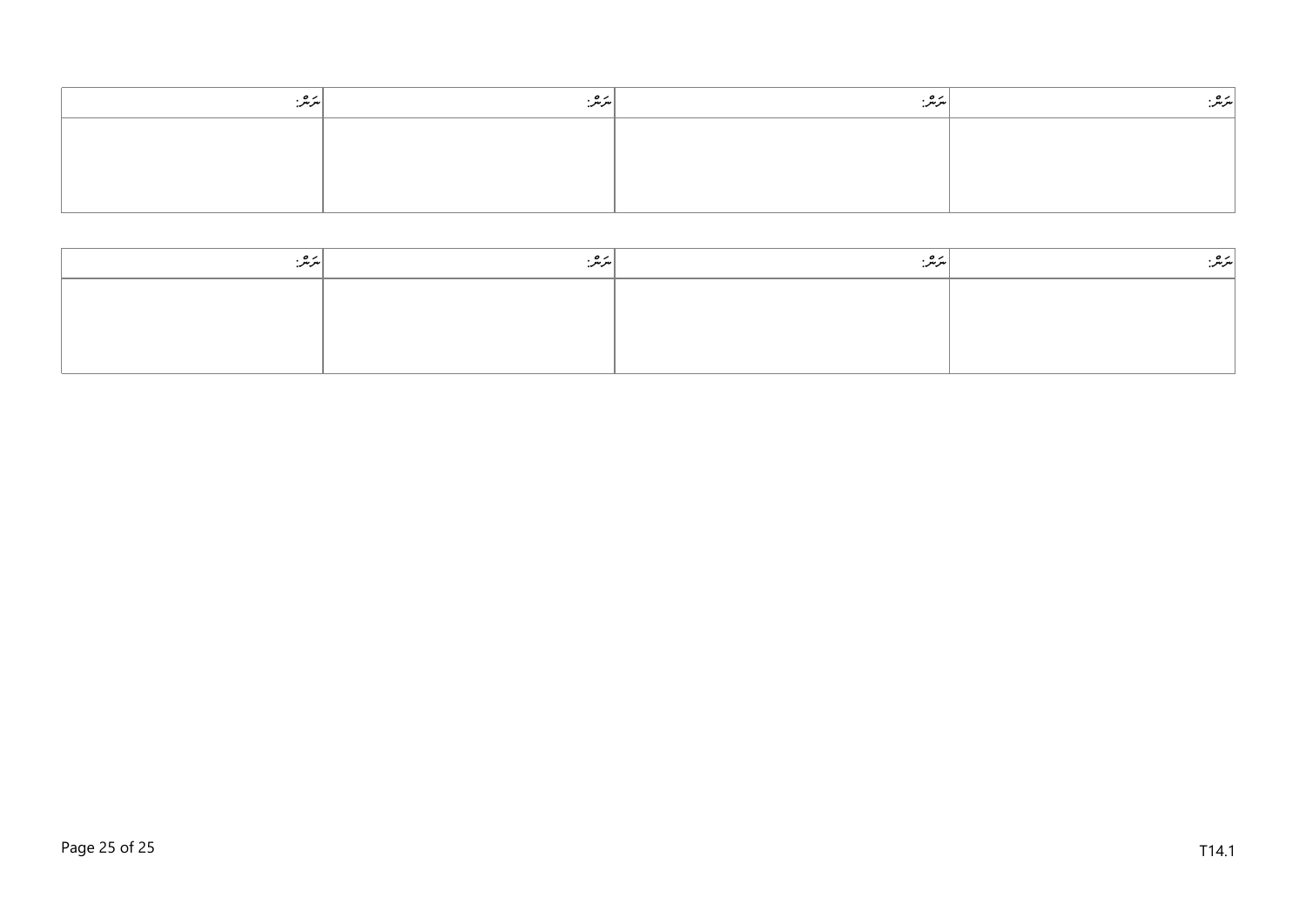| ނަރުދ: | ނަރުދ: | ނަރުދ: | ނަރުދ: |
| --- | --- | --- | --- |
| | | | |

| ނަރުދ: | ނަރުދ: | ނަރުދ: | ނަރުދ: |
| --- | --- | --- | --- |
| | | | |

T14.1